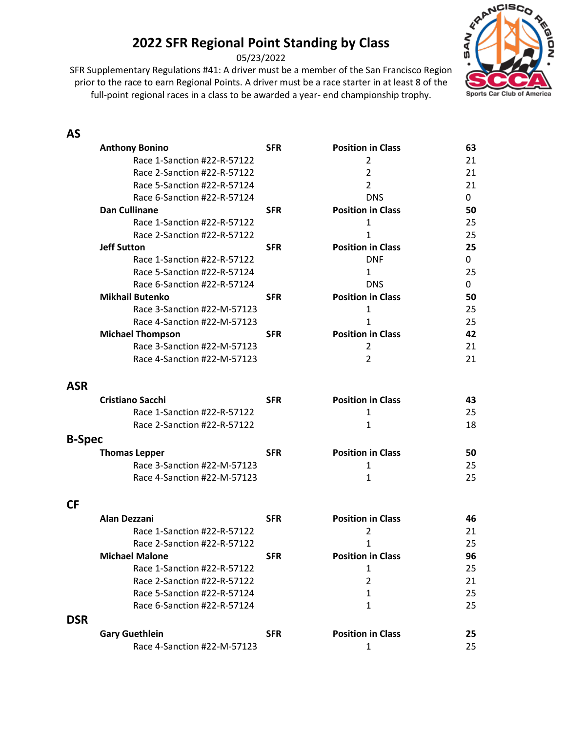# 2022 SFR Regional Point Standing by Class

05/23/2022

SFR Supplementary Regulations #41: A driver must be a member of the San Francisco Region prior to the race to earn Regional Points. A driver must be a race starter in at least 8 of the full-point regional races in a class to be awarded a year- end championship trophy.

## AS

| Driver / Race | Region | Position in Class | Points |
|---|---|---|---|
| **Anthony Bonino** | **SFR** | **Position in Class** | **63** |
| Race 1-Sanction #22-R-57122 | | 2 | 21 |
| Race 2-Sanction #22-R-57122 | | 2 | 21 |
| Race 5-Sanction #22-R-57124 | | 2 | 21 |
| Race 6-Sanction #22-R-57124 | | DNS | 0 |
| **Dan Cullinane** | **SFR** | **Position in Class** | **50** |
| Race 1-Sanction #22-R-57122 | | 1 | 25 |
| Race 2-Sanction #22-R-57122 | | 1 | 25 |
| **Jeff Sutton** | **SFR** | **Position in Class** | **25** |
| Race 1-Sanction #22-R-57122 | | DNF | 0 |
| Race 5-Sanction #22-R-57124 | | 1 | 25 |
| Race 6-Sanction #22-R-57124 | | DNS | 0 |
| **Mikhail Butenko** | **SFR** | **Position in Class** | **50** |
| Race 3-Sanction #22-M-57123 | | 1 | 25 |
| Race 4-Sanction #22-M-57123 | | 1 | 25 |
| **Michael Thompson** | **SFR** | **Position in Class** | **42** |
| Race 3-Sanction #22-M-57123 | | 2 | 21 |
| Race 4-Sanction #22-M-57123 | | 2 | 21 |

## ASR

| Driver / Race | Region | Position in Class | Points |
|---|---|---|---|
| **Cristiano Sacchi** | **SFR** | **Position in Class** | **43** |
| Race 1-Sanction #22-R-57122 | | 1 | 25 |
| Race 2-Sanction #22-R-57122 | | 1 | 18 |

## B-Spec

| Driver / Race | Region | Position in Class | Points |
|---|---|---|---|
| **Thomas Lepper** | **SFR** | **Position in Class** | **50** |
| Race 3-Sanction #22-M-57123 | | 1 | 25 |
| Race 4-Sanction #22-M-57123 | | 1 | 25 |

## CF

| Driver / Race | Region | Position in Class | Points |
|---|---|---|---|
| **Alan Dezzani** | **SFR** | **Position in Class** | **46** |
| Race 1-Sanction #22-R-57122 | | 2 | 21 |
| Race 2-Sanction #22-R-57122 | | 1 | 25 |
| **Michael Malone** | **SFR** | **Position in Class** | **96** |
| Race 1-Sanction #22-R-57122 | | 1 | 25 |
| Race 2-Sanction #22-R-57122 | | 2 | 21 |
| Race 5-Sanction #22-R-57124 | | 1 | 25 |
| Race 6-Sanction #22-R-57124 | | 1 | 25 |

## DSR

| Driver / Race | Region | Position in Class | Points |
|---|---|---|---|
| **Gary Guethlein** | **SFR** | **Position in Class** | **25** |
| Race 4-Sanction #22-M-57123 | | 1 | 25 |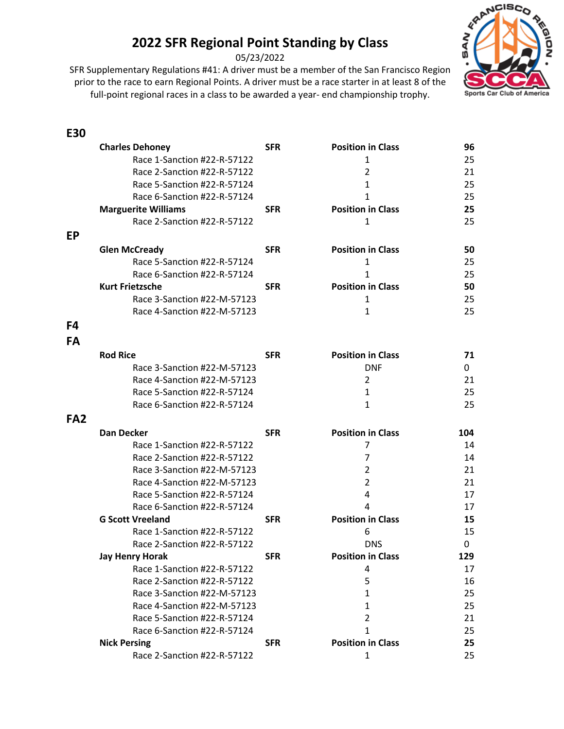# 2022 SFR Regional Point Standing by Class

05/23/2022

SFR Supplementary Regulations #41: A driver must be a member of the San Francisco Region prior to the race to earn Regional Points. A driver must be a race starter in at least 8 of the full-point regional races in a class to be awarded a year- end championship trophy.

## E30

| Driver / Race | Region | Position in Class | Points |
|---|---|---|---|
| **Charles Dehoney** | **SFR** | **Position in Class** | **96** |
| Race 1-Sanction #22-R-57122 | | 1 | 25 |
| Race 2-Sanction #22-R-57122 | | 2 | 21 |
| Race 5-Sanction #22-R-57124 | | 1 | 25 |
| Race 6-Sanction #22-R-57124 | | 1 | 25 |
| **Marguerite Williams** | **SFR** | **Position in Class** | **25** |
| Race 2-Sanction #22-R-57122 | | 1 | 25 |

## EP

| Driver / Race | Region | Position in Class | Points |
|---|---|---|---|
| **Glen McCready** | **SFR** | **Position in Class** | **50** |
| Race 5-Sanction #22-R-57124 | | 1 | 25 |
| Race 6-Sanction #22-R-57124 | | 1 | 25 |
| **Kurt Frietzsche** | **SFR** | **Position in Class** | **50** |
| Race 3-Sanction #22-M-57123 | | 1 | 25 |
| Race 4-Sanction #22-M-57123 | | 1 | 25 |

## F4

## FA

| Driver / Race | Region | Position in Class | Points |
|---|---|---|---|
| **Rod Rice** | **SFR** | **Position in Class** | **71** |
| Race 3-Sanction #22-M-57123 | | DNF | 0 |
| Race 4-Sanction #22-M-57123 | | 2 | 21 |
| Race 5-Sanction #22-R-57124 | | 1 | 25 |
| Race 6-Sanction #22-R-57124 | | 1 | 25 |

## FA2

| Driver / Race | Region | Position in Class | Points |
|---|---|---|---|
| **Dan Decker** | **SFR** | **Position in Class** | **104** |
| Race 1-Sanction #22-R-57122 | | 7 | 14 |
| Race 2-Sanction #22-R-57122 | | 7 | 14 |
| Race 3-Sanction #22-M-57123 | | 2 | 21 |
| Race 4-Sanction #22-M-57123 | | 2 | 21 |
| Race 5-Sanction #22-R-57124 | | 4 | 17 |
| Race 6-Sanction #22-R-57124 | | 4 | 17 |
| **G Scott Vreeland** | **SFR** | **Position in Class** | **15** |
| Race 1-Sanction #22-R-57122 | | 6 | 15 |
| Race 2-Sanction #22-R-57122 | | DNS | 0 |
| **Jay Henry Horak** | **SFR** | **Position in Class** | **129** |
| Race 1-Sanction #22-R-57122 | | 4 | 17 |
| Race 2-Sanction #22-R-57122 | | 5 | 16 |
| Race 3-Sanction #22-M-57123 | | 1 | 25 |
| Race 4-Sanction #22-M-57123 | | 1 | 25 |
| Race 5-Sanction #22-R-57124 | | 2 | 21 |
| Race 6-Sanction #22-R-57124 | | 1 | 25 |
| **Nick Persing** | **SFR** | **Position in Class** | **25** |
| Race 2-Sanction #22-R-57122 | | 1 | 25 |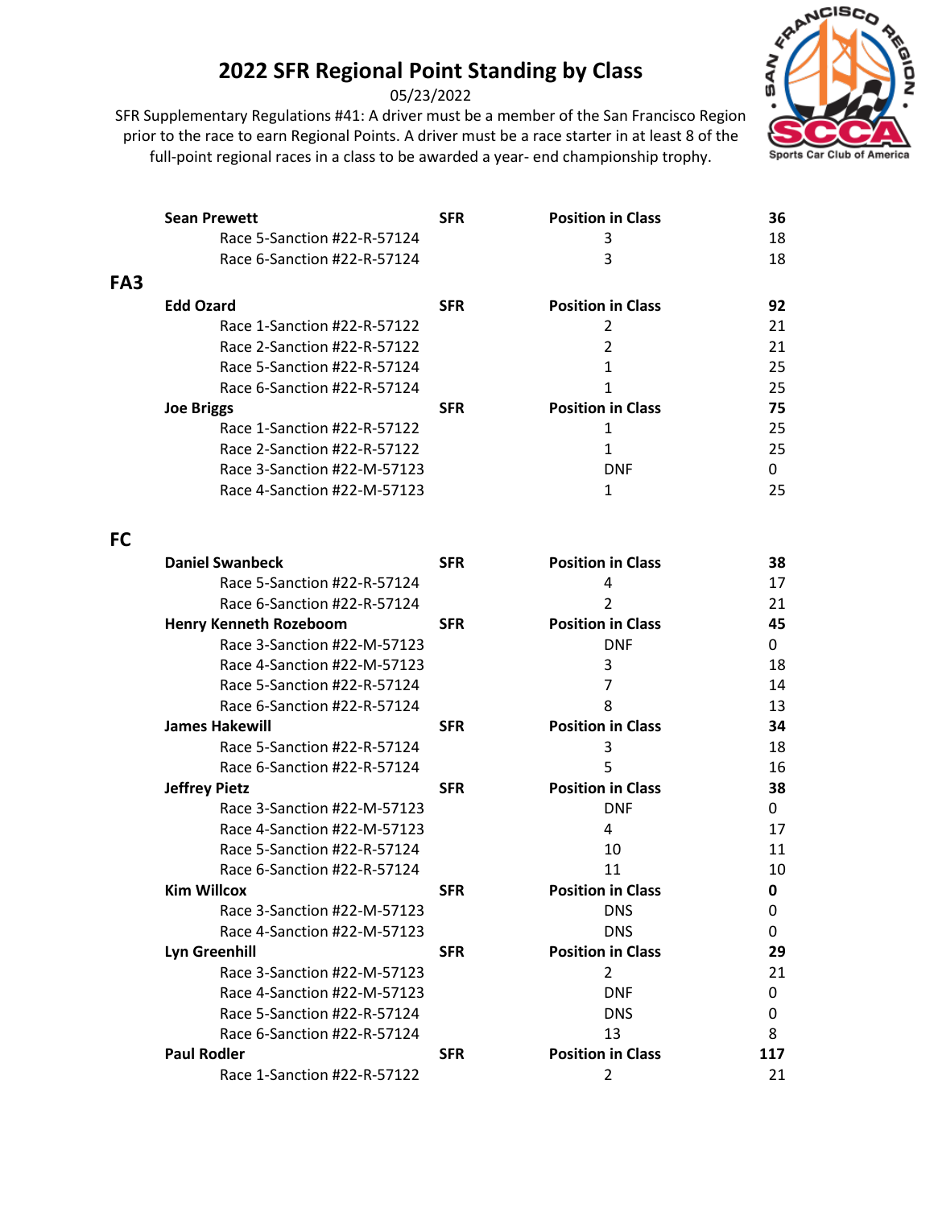# 2022 SFR Regional Point Standing by Class

05/23/2022

SFR Supplementary Regulations #41: A driver must be a member of the San Francisco Region prior to the race to earn Regional Points. A driver must be a race starter in at least 8 of the full-point regional races in a class to be awarded a year- end championship trophy.

| | | | |
|---|---|---|---|
| **Sean Prewett** | **SFR** | **Position in Class** | **36** |
| Race 5-Sanction #22-R-57124 | | 3 | 18 |
| Race 6-Sanction #22-R-57124 | | 3 | 18 |

## FA3

| | | | |
|---|---|---|---|
| **Edd Ozard** | **SFR** | **Position in Class** | **92** |
| Race 1-Sanction #22-R-57122 | | 2 | 21 |
| Race 2-Sanction #22-R-57122 | | 2 | 21 |
| Race 5-Sanction #22-R-57124 | | 1 | 25 |
| Race 6-Sanction #22-R-57124 | | 1 | 25 |
| **Joe Briggs** | **SFR** | **Position in Class** | **75** |
| Race 1-Sanction #22-R-57122 | | 1 | 25 |
| Race 2-Sanction #22-R-57122 | | 1 | 25 |
| Race 3-Sanction #22-M-57123 | | DNF | 0 |
| Race 4-Sanction #22-M-57123 | | 1 | 25 |

## FC

| | | | |
|---|---|---|---|
| **Daniel Swanbeck** | **SFR** | **Position in Class** | **38** |
| Race 5-Sanction #22-R-57124 | | 4 | 17 |
| Race 6-Sanction #22-R-57124 | | 2 | 21 |
| **Henry Kenneth Rozeboom** | **SFR** | **Position in Class** | **45** |
| Race 3-Sanction #22-M-57123 | | DNF | 0 |
| Race 4-Sanction #22-M-57123 | | 3 | 18 |
| Race 5-Sanction #22-R-57124 | | 7 | 14 |
| Race 6-Sanction #22-R-57124 | | 8 | 13 |
| **James Hakewill** | **SFR** | **Position in Class** | **34** |
| Race 5-Sanction #22-R-57124 | | 3 | 18 |
| Race 6-Sanction #22-R-57124 | | 5 | 16 |
| **Jeffrey Pietz** | **SFR** | **Position in Class** | **38** |
| Race 3-Sanction #22-M-57123 | | DNF | 0 |
| Race 4-Sanction #22-M-57123 | | 4 | 17 |
| Race 5-Sanction #22-R-57124 | | 10 | 11 |
| Race 6-Sanction #22-R-57124 | | 11 | 10 |
| **Kim Willcox** | **SFR** | **Position in Class** | **0** |
| Race 3-Sanction #22-M-57123 | | DNS | 0 |
| Race 4-Sanction #22-M-57123 | | DNS | 0 |
| **Lyn Greenhill** | **SFR** | **Position in Class** | **29** |
| Race 3-Sanction #22-M-57123 | | 2 | 21 |
| Race 4-Sanction #22-M-57123 | | DNF | 0 |
| Race 5-Sanction #22-R-57124 | | DNS | 0 |
| Race 6-Sanction #22-R-57124 | | 13 | 8 |
| **Paul Rodler** | **SFR** | **Position in Class** | **117** |
| Race 1-Sanction #22-R-57122 | | 2 | 21 |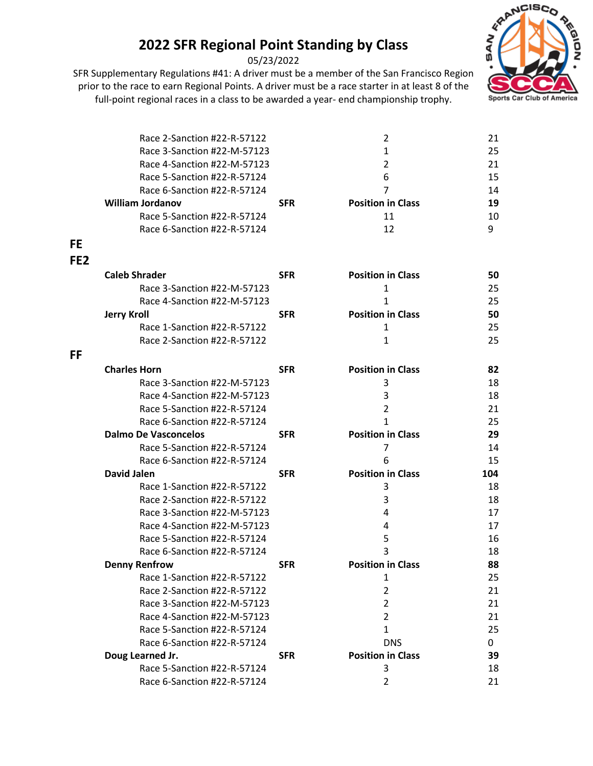# 2022 SFR Regional Point Standing by Class

05/23/2022

SFR Supplementary Regulations #41: A driver must be a member of the San Francisco Region prior to the race to earn Regional Points. A driver must be a race starter in at least 8 of the full-point regional races in a class to be awarded a year- end championship trophy.

| | | | |
|---|---|---|---|
| Race 2-Sanction #22-R-57122 | | 2 | 21 |
| Race 3-Sanction #22-M-57123 | | 1 | 25 |
| Race 4-Sanction #22-M-57123 | | 2 | 21 |
| Race 5-Sanction #22-R-57124 | | 6 | 15 |
| Race 6-Sanction #22-R-57124 | | 7 | 14 |
| **William Jordanov** | **SFR** | **Position in Class** | **19** |
| Race 5-Sanction #22-R-57124 | | 11 | 10 |
| Race 6-Sanction #22-R-57124 | | 12 | 9 |

## FE

## FE2

| | | | |
|---|---|---|---|
| **Caleb Shrader** | **SFR** | **Position in Class** | **50** |
| Race 3-Sanction #22-M-57123 | | 1 | 25 |
| Race 4-Sanction #22-M-57123 | | 1 | 25 |
| **Jerry Kroll** | **SFR** | **Position in Class** | **50** |
| Race 1-Sanction #22-R-57122 | | 1 | 25 |
| Race 2-Sanction #22-R-57122 | | 1 | 25 |

## FF

| | | | |
|---|---|---|---|
| **Charles Horn** | **SFR** | **Position in Class** | **82** |
| Race 3-Sanction #22-M-57123 | | 3 | 18 |
| Race 4-Sanction #22-M-57123 | | 3 | 18 |
| Race 5-Sanction #22-R-57124 | | 2 | 21 |
| Race 6-Sanction #22-R-57124 | | 1 | 25 |
| **Dalmo De Vasconcelos** | **SFR** | **Position in Class** | **29** |
| Race 5-Sanction #22-R-57124 | | 7 | 14 |
| Race 6-Sanction #22-R-57124 | | 6 | 15 |
| **David Jalen** | **SFR** | **Position in Class** | **104** |
| Race 1-Sanction #22-R-57122 | | 3 | 18 |
| Race 2-Sanction #22-R-57122 | | 3 | 18 |
| Race 3-Sanction #22-M-57123 | | 4 | 17 |
| Race 4-Sanction #22-M-57123 | | 4 | 17 |
| Race 5-Sanction #22-R-57124 | | 5 | 16 |
| Race 6-Sanction #22-R-57124 | | 3 | 18 |
| **Denny Renfrow** | **SFR** | **Position in Class** | **88** |
| Race 1-Sanction #22-R-57122 | | 1 | 25 |
| Race 2-Sanction #22-R-57122 | | 2 | 21 |
| Race 3-Sanction #22-M-57123 | | 2 | 21 |
| Race 4-Sanction #22-M-57123 | | 2 | 21 |
| Race 5-Sanction #22-R-57124 | | 1 | 25 |
| Race 6-Sanction #22-R-57124 | | DNS | 0 |
| **Doug Learned Jr.** | **SFR** | **Position in Class** | **39** |
| Race 5-Sanction #22-R-57124 | | 3 | 18 |
| Race 6-Sanction #22-R-57124 | | 2 | 21 |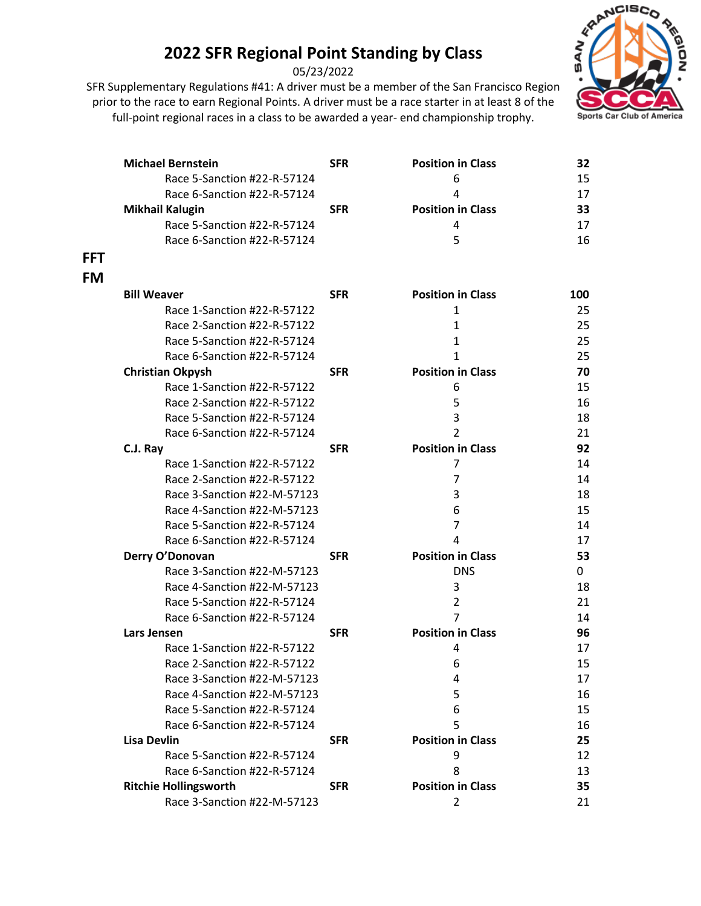# 2022 SFR Regional Point Standing by Class

05/23/2022

SFR Supplementary Regulations #41: A driver must be a member of the San Francisco Region prior to the race to earn Regional Points. A driver must be a race starter in at least 8 of the full-point regional races in a class to be awarded a year- end championship trophy.

| | | | |
|---|---|---|---|
| **Michael Bernstein** | **SFR** | **Position in Class** | **32** |
| Race 5-Sanction #22-R-57124 | | 6 | 15 |
| Race 6-Sanction #22-R-57124 | | 4 | 17 |
| **Mikhail Kalugin** | **SFR** | **Position in Class** | **33** |
| Race 5-Sanction #22-R-57124 | | 4 | 17 |
| Race 6-Sanction #22-R-57124 | | 5 | 16 |

## FFT

## FM

| | | | |
|---|---|---|---|
| **Bill Weaver** | **SFR** | **Position in Class** | **100** |
| Race 1-Sanction #22-R-57122 | | 1 | 25 |
| Race 2-Sanction #22-R-57122 | | 1 | 25 |
| Race 5-Sanction #22-R-57124 | | 1 | 25 |
| Race 6-Sanction #22-R-57124 | | 1 | 25 |
| **Christian Okpysh** | **SFR** | **Position in Class** | **70** |
| Race 1-Sanction #22-R-57122 | | 6 | 15 |
| Race 2-Sanction #22-R-57122 | | 5 | 16 |
| Race 5-Sanction #22-R-57124 | | 3 | 18 |
| Race 6-Sanction #22-R-57124 | | 2 | 21 |
| **C.J. Ray** | **SFR** | **Position in Class** | **92** |
| Race 1-Sanction #22-R-57122 | | 7 | 14 |
| Race 2-Sanction #22-R-57122 | | 7 | 14 |
| Race 3-Sanction #22-M-57123 | | 3 | 18 |
| Race 4-Sanction #22-M-57123 | | 6 | 15 |
| Race 5-Sanction #22-R-57124 | | 7 | 14 |
| Race 6-Sanction #22-R-57124 | | 4 | 17 |
| **Derry O'Donovan** | **SFR** | **Position in Class** | **53** |
| Race 3-Sanction #22-M-57123 | | DNS | 0 |
| Race 4-Sanction #22-M-57123 | | 3 | 18 |
| Race 5-Sanction #22-R-57124 | | 2 | 21 |
| Race 6-Sanction #22-R-57124 | | 7 | 14 |
| **Lars Jensen** | **SFR** | **Position in Class** | **96** |
| Race 1-Sanction #22-R-57122 | | 4 | 17 |
| Race 2-Sanction #22-R-57122 | | 6 | 15 |
| Race 3-Sanction #22-M-57123 | | 4 | 17 |
| Race 4-Sanction #22-M-57123 | | 5 | 16 |
| Race 5-Sanction #22-R-57124 | | 6 | 15 |
| Race 6-Sanction #22-R-57124 | | 5 | 16 |
| **Lisa Devlin** | **SFR** | **Position in Class** | **25** |
| Race 5-Sanction #22-R-57124 | | 9 | 12 |
| Race 6-Sanction #22-R-57124 | | 8 | 13 |
| **Ritchie Hollingsworth** | **SFR** | **Position in Class** | **35** |
| Race 3-Sanction #22-M-57123 | | 2 | 21 |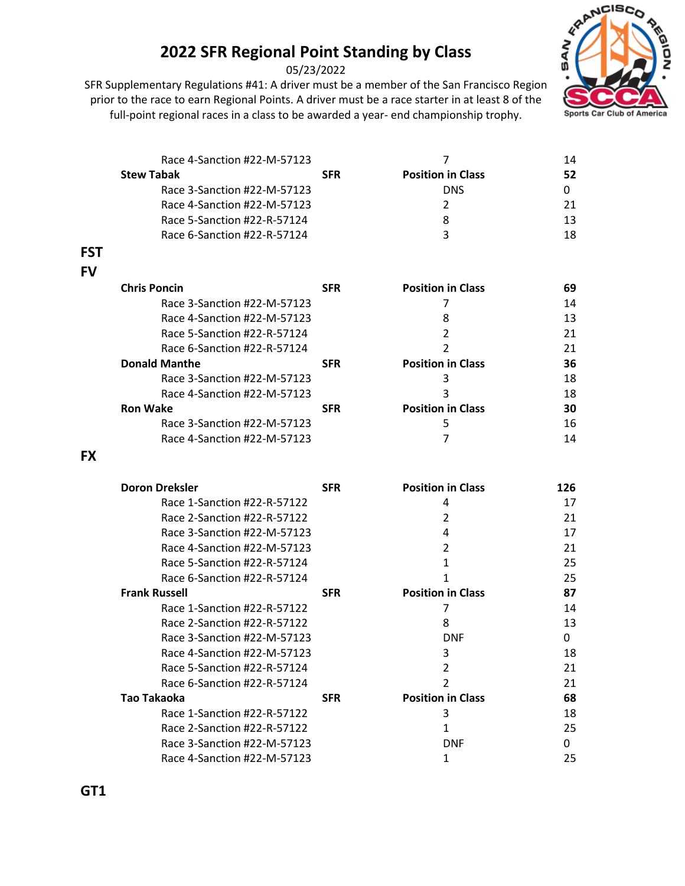# 2022 SFR Regional Point Standing by Class

05/23/2022

SFR Supplementary Regulations #41: A driver must be a member of the San Francisco Region prior to the race to earn Regional Points. A driver must be a race starter in at least 8 of the full-point regional races in a class to be awarded a year- end championship trophy.

| | | | |
|---|---|---|---|
| Race 4-Sanction #22-M-57123 | | 7 | 14 |
| **Stew Tabak** | **SFR** | **Position in Class** | **52** |
| Race 3-Sanction #22-M-57123 | | DNS | 0 |
| Race 4-Sanction #22-M-57123 | | 2 | 21 |
| Race 5-Sanction #22-R-57124 | | 8 | 13 |
| Race 6-Sanction #22-R-57124 | | 3 | 18 |

## FST

## FV

| | | | |
|---|---|---|---|
| **Chris Poncin** | **SFR** | **Position in Class** | **69** |
| Race 3-Sanction #22-M-57123 | | 7 | 14 |
| Race 4-Sanction #22-M-57123 | | 8 | 13 |
| Race 5-Sanction #22-R-57124 | | 2 | 21 |
| Race 6-Sanction #22-R-57124 | | 2 | 21 |
| **Donald Manthe** | **SFR** | **Position in Class** | **36** |
| Race 3-Sanction #22-M-57123 | | 3 | 18 |
| Race 4-Sanction #22-M-57123 | | 3 | 18 |
| **Ron Wake** | **SFR** | **Position in Class** | **30** |
| Race 3-Sanction #22-M-57123 | | 5 | 16 |
| Race 4-Sanction #22-M-57123 | | 7 | 14 |

## FX

| | | | |
|---|---|---|---|
| **Doron Dreksler** | **SFR** | **Position in Class** | **126** |
| Race 1-Sanction #22-R-57122 | | 4 | 17 |
| Race 2-Sanction #22-R-57122 | | 2 | 21 |
| Race 3-Sanction #22-M-57123 | | 4 | 17 |
| Race 4-Sanction #22-M-57123 | | 2 | 21 |
| Race 5-Sanction #22-R-57124 | | 1 | 25 |
| Race 6-Sanction #22-R-57124 | | 1 | 25 |
| **Frank Russell** | **SFR** | **Position in Class** | **87** |
| Race 1-Sanction #22-R-57122 | | 7 | 14 |
| Race 2-Sanction #22-R-57122 | | 8 | 13 |
| Race 3-Sanction #22-M-57123 | | DNF | 0 |
| Race 4-Sanction #22-M-57123 | | 3 | 18 |
| Race 5-Sanction #22-R-57124 | | 2 | 21 |
| Race 6-Sanction #22-R-57124 | | 2 | 21 |
| **Tao Takaoka** | **SFR** | **Position in Class** | **68** |
| Race 1-Sanction #22-R-57122 | | 3 | 18 |
| Race 2-Sanction #22-R-57122 | | 1 | 25 |
| Race 3-Sanction #22-M-57123 | | DNF | 0 |
| Race 4-Sanction #22-M-57123 | | 1 | 25 |

## GT1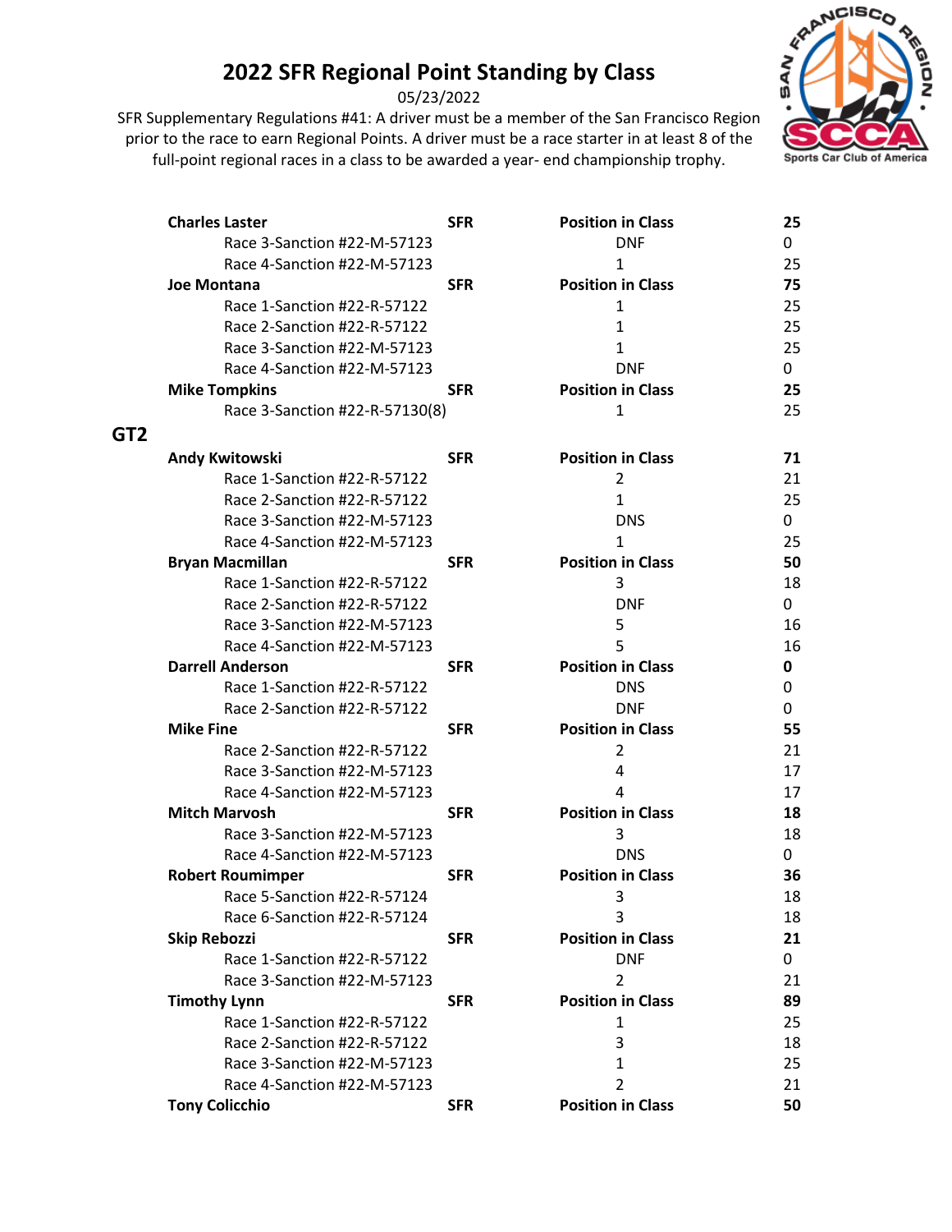# 2022 SFR Regional Point Standing by Class

05/23/2022

SFR Supplementary Regulations #41: A driver must be a member of the San Francisco Region prior to the race to earn Regional Points. A driver must be a race starter in at least 8 of the full-point regional races in a class to be awarded a year- end championship trophy.

| | | | |
|---|---|---|---|
| **Charles Laster** | **SFR** | **Position in Class** | **25** |
| Race 3-Sanction #22-M-57123 | | DNF | 0 |
| Race 4-Sanction #22-M-57123 | | 1 | 25 |
| **Joe Montana** | **SFR** | **Position in Class** | **75** |
| Race 1-Sanction #22-R-57122 | | 1 | 25 |
| Race 2-Sanction #22-R-57122 | | 1 | 25 |
| Race 3-Sanction #22-M-57123 | | 1 | 25 |
| Race 4-Sanction #22-M-57123 | | DNF | 0 |
| **Mike Tompkins** | **SFR** | **Position in Class** | **25** |
| Race 3-Sanction #22-R-57130(8) | | 1 | 25 |

## GT2

| | | | |
|---|---|---|---|
| **Andy Kwitowski** | **SFR** | **Position in Class** | **71** |
| Race 1-Sanction #22-R-57122 | | 2 | 21 |
| Race 2-Sanction #22-R-57122 | | 1 | 25 |
| Race 3-Sanction #22-M-57123 | | DNS | 0 |
| Race 4-Sanction #22-M-57123 | | 1 | 25 |
| **Bryan Macmillan** | **SFR** | **Position in Class** | **50** |
| Race 1-Sanction #22-R-57122 | | 3 | 18 |
| Race 2-Sanction #22-R-57122 | | DNF | 0 |
| Race 3-Sanction #22-M-57123 | | 5 | 16 |
| Race 4-Sanction #22-M-57123 | | 5 | 16 |
| **Darrell Anderson** | **SFR** | **Position in Class** | **0** |
| Race 1-Sanction #22-R-57122 | | DNS | 0 |
| Race 2-Sanction #22-R-57122 | | DNF | 0 |
| **Mike Fine** | **SFR** | **Position in Class** | **55** |
| Race 2-Sanction #22-R-57122 | | 2 | 21 |
| Race 3-Sanction #22-M-57123 | | 4 | 17 |
| Race 4-Sanction #22-M-57123 | | 4 | 17 |
| **Mitch Marvosh** | **SFR** | **Position in Class** | **18** |
| Race 3-Sanction #22-M-57123 | | 3 | 18 |
| Race 4-Sanction #22-M-57123 | | DNS | 0 |
| **Robert Roumimper** | **SFR** | **Position in Class** | **36** |
| Race 5-Sanction #22-R-57124 | | 3 | 18 |
| Race 6-Sanction #22-R-57124 | | 3 | 18 |
| **Skip Rebozzi** | **SFR** | **Position in Class** | **21** |
| Race 1-Sanction #22-R-57122 | | DNF | 0 |
| Race 3-Sanction #22-M-57123 | | 2 | 21 |
| **Timothy Lynn** | **SFR** | **Position in Class** | **89** |
| Race 1-Sanction #22-R-57122 | | 1 | 25 |
| Race 2-Sanction #22-R-57122 | | 3 | 18 |
| Race 3-Sanction #22-M-57123 | | 1 | 25 |
| Race 4-Sanction #22-M-57123 | | 2 | 21 |
| **Tony Colicchio** | **SFR** | **Position in Class** | **50** |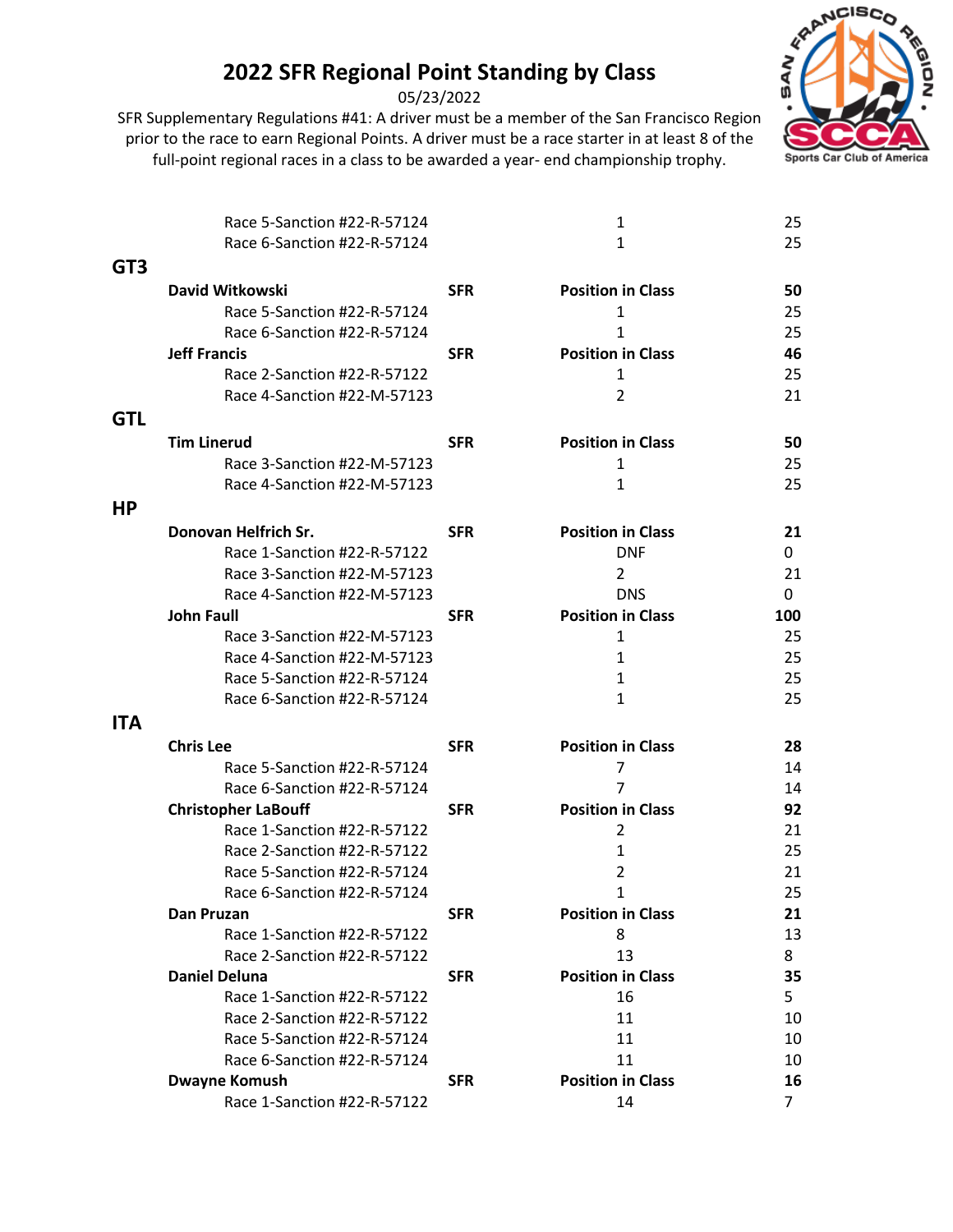# 2022 SFR Regional Point Standing by Class

05/23/2022

SFR Supplementary Regulations #41: A driver must be a member of the San Francisco Region prior to the race to earn Regional Points. A driver must be a race starter in at least 8 of the full-point regional races in a class to be awarded a year- end championship trophy.

| | | | |
|---|---|---|---|
| Race 5-Sanction #22-R-57124 | | 1 | 25 |
| Race 6-Sanction #22-R-57124 | | 1 | 25 |

## GT3

| | | | |
|---|---|---|---|
| **David Witkowski** | **SFR** | **Position in Class** | **50** |
| Race 5-Sanction #22-R-57124 | | 1 | 25 |
| Race 6-Sanction #22-R-57124 | | 1 | 25 |
| **Jeff Francis** | **SFR** | **Position in Class** | **46** |
| Race 2-Sanction #22-R-57122 | | 1 | 25 |
| Race 4-Sanction #22-M-57123 | | 2 | 21 |

## GTL

| | | | |
|---|---|---|---|
| **Tim Linerud** | **SFR** | **Position in Class** | **50** |
| Race 3-Sanction #22-M-57123 | | 1 | 25 |
| Race 4-Sanction #22-M-57123 | | 1 | 25 |

## HP

| | | | |
|---|---|---|---|
| **Donovan Helfrich Sr.** | **SFR** | **Position in Class** | **21** |
| Race 1-Sanction #22-R-57122 | | DNF | 0 |
| Race 3-Sanction #22-M-57123 | | 2 | 21 |
| Race 4-Sanction #22-M-57123 | | DNS | 0 |
| **John Faull** | **SFR** | **Position in Class** | **100** |
| Race 3-Sanction #22-M-57123 | | 1 | 25 |
| Race 4-Sanction #22-M-57123 | | 1 | 25 |
| Race 5-Sanction #22-R-57124 | | 1 | 25 |
| Race 6-Sanction #22-R-57124 | | 1 | 25 |

## ITA

| | | | |
|---|---|---|---|
| **Chris Lee** | **SFR** | **Position in Class** | **28** |
| Race 5-Sanction #22-R-57124 | | 7 | 14 |
| Race 6-Sanction #22-R-57124 | | 7 | 14 |
| **Christopher LaBouff** | **SFR** | **Position in Class** | **92** |
| Race 1-Sanction #22-R-57122 | | 2 | 21 |
| Race 2-Sanction #22-R-57122 | | 1 | 25 |
| Race 5-Sanction #22-R-57124 | | 2 | 21 |
| Race 6-Sanction #22-R-57124 | | 1 | 25 |
| **Dan Pruzan** | **SFR** | **Position in Class** | **21** |
| Race 1-Sanction #22-R-57122 | | 8 | 13 |
| Race 2-Sanction #22-R-57122 | | 13 | 8 |
| **Daniel Deluna** | **SFR** | **Position in Class** | **35** |
| Race 1-Sanction #22-R-57122 | | 16 | 5 |
| Race 2-Sanction #22-R-57122 | | 11 | 10 |
| Race 5-Sanction #22-R-57124 | | 11 | 10 |
| Race 6-Sanction #22-R-57124 | | 11 | 10 |
| **Dwayne Komush** | **SFR** | **Position in Class** | **16** |
| Race 1-Sanction #22-R-57122 | | 14 | 7 |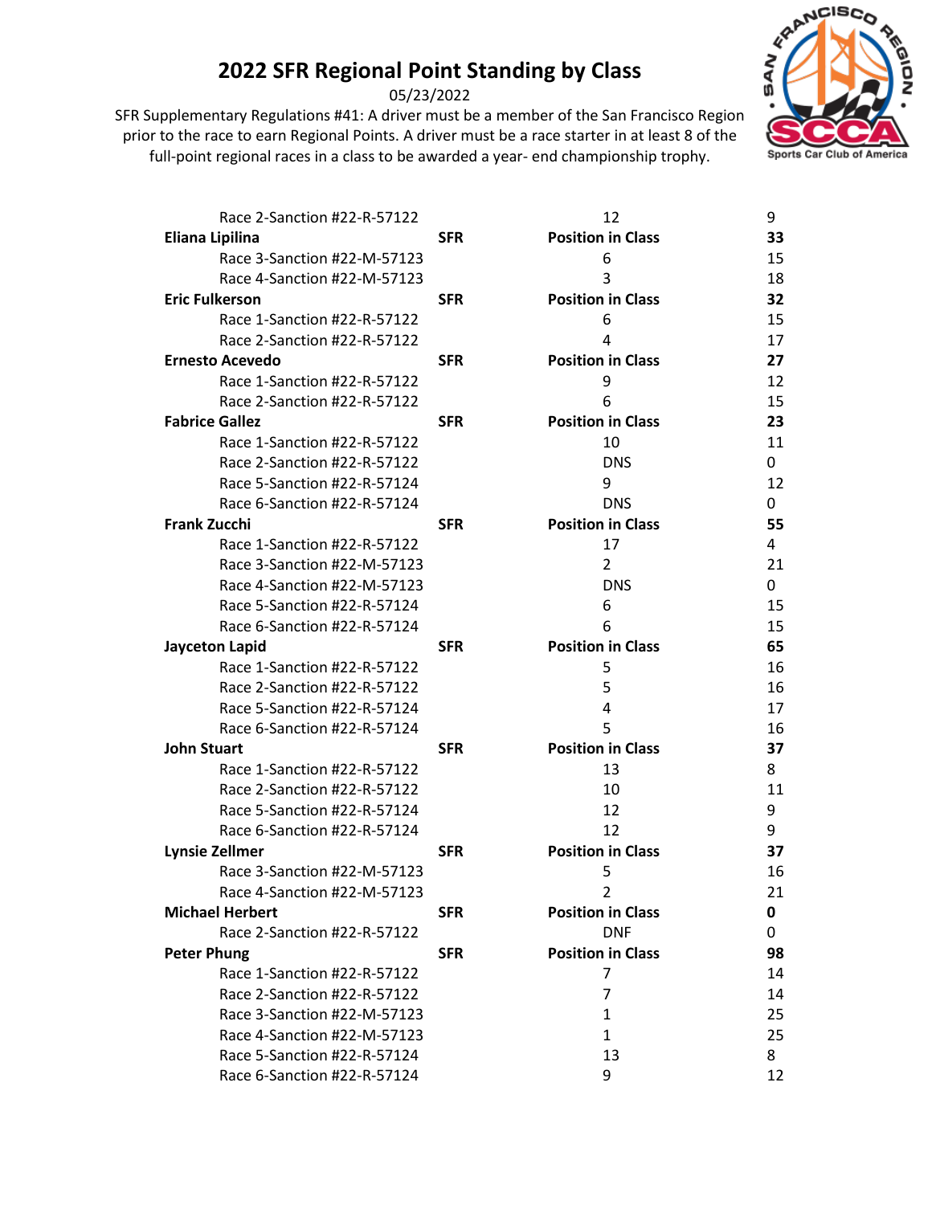# 2022 SFR Regional Point Standing by Class

05/23/2022

SFR Supplementary Regulations #41: A driver must be a member of the San Francisco Region prior to the race to earn Regional Points. A driver must be a race starter in at least 8 of the full-point regional races in a class to be awarded a year- end championship trophy.

| | | | |
|---|---|---|---|
| Race 2-Sanction #22-R-57122 | | 12 | 9 |
| **Eliana Lipilina** | **SFR** | **Position in Class** | **33** |
| Race 3-Sanction #22-M-57123 | | 6 | 15 |
| Race 4-Sanction #22-M-57123 | | 3 | 18 |
| **Eric Fulkerson** | **SFR** | **Position in Class** | **32** |
| Race 1-Sanction #22-R-57122 | | 6 | 15 |
| Race 2-Sanction #22-R-57122 | | 4 | 17 |
| **Ernesto Acevedo** | **SFR** | **Position in Class** | **27** |
| Race 1-Sanction #22-R-57122 | | 9 | 12 |
| Race 2-Sanction #22-R-57122 | | 6 | 15 |
| **Fabrice Gallez** | **SFR** | **Position in Class** | **23** |
| Race 1-Sanction #22-R-57122 | | 10 | 11 |
| Race 2-Sanction #22-R-57122 | | DNS | 0 |
| Race 5-Sanction #22-R-57124 | | 9 | 12 |
| Race 6-Sanction #22-R-57124 | | DNS | 0 |
| **Frank Zucchi** | **SFR** | **Position in Class** | **55** |
| Race 1-Sanction #22-R-57122 | | 17 | 4 |
| Race 3-Sanction #22-M-57123 | | 2 | 21 |
| Race 4-Sanction #22-M-57123 | | DNS | 0 |
| Race 5-Sanction #22-R-57124 | | 6 | 15 |
| Race 6-Sanction #22-R-57124 | | 6 | 15 |
| **Jayceton Lapid** | **SFR** | **Position in Class** | **65** |
| Race 1-Sanction #22-R-57122 | | 5 | 16 |
| Race 2-Sanction #22-R-57122 | | 5 | 16 |
| Race 5-Sanction #22-R-57124 | | 4 | 17 |
| Race 6-Sanction #22-R-57124 | | 5 | 16 |
| **John Stuart** | **SFR** | **Position in Class** | **37** |
| Race 1-Sanction #22-R-57122 | | 13 | 8 |
| Race 2-Sanction #22-R-57122 | | 10 | 11 |
| Race 5-Sanction #22-R-57124 | | 12 | 9 |
| Race 6-Sanction #22-R-57124 | | 12 | 9 |
| **Lynsie Zellmer** | **SFR** | **Position in Class** | **37** |
| Race 3-Sanction #22-M-57123 | | 5 | 16 |
| Race 4-Sanction #22-M-57123 | | 2 | 21 |
| **Michael Herbert** | **SFR** | **Position in Class** | **0** |
| Race 2-Sanction #22-R-57122 | | DNF | 0 |
| **Peter Phung** | **SFR** | **Position in Class** | **98** |
| Race 1-Sanction #22-R-57122 | | 7 | 14 |
| Race 2-Sanction #22-R-57122 | | 7 | 14 |
| Race 3-Sanction #22-M-57123 | | 1 | 25 |
| Race 4-Sanction #22-M-57123 | | 1 | 25 |
| Race 5-Sanction #22-R-57124 | | 13 | 8 |
| Race 6-Sanction #22-R-57124 | | 9 | 12 |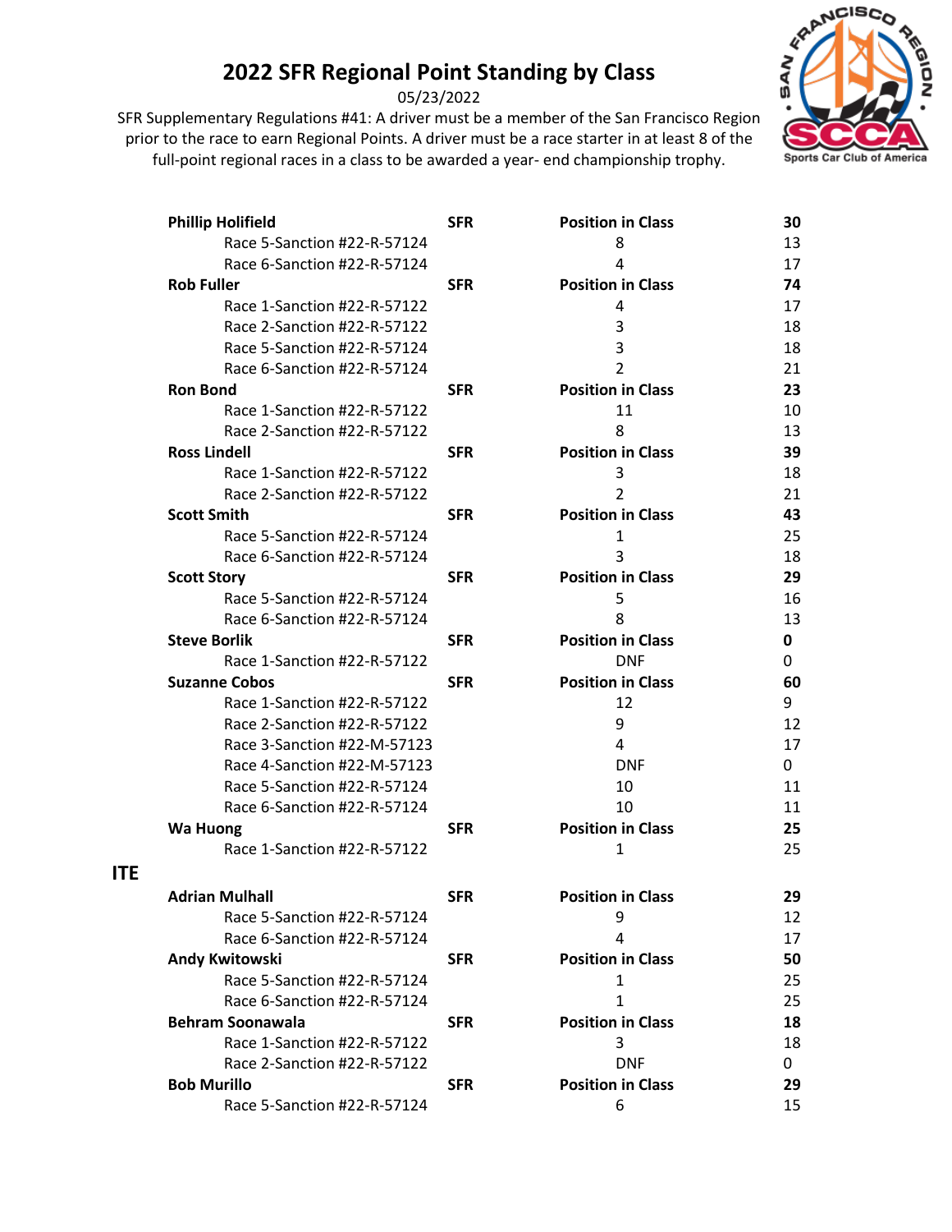# 2022 SFR Regional Point Standing by Class

05/23/2022

SFR Supplementary Regulations #41: A driver must be a member of the San Francisco Region prior to the race to earn Regional Points. A driver must be a race starter in at least 8 of the full-point regional races in a class to be awarded a year- end championship trophy.

| | | | |
|---|---|---|---|
| **Phillip Holifield** | **SFR** | **Position in Class** | **30** |
| Race 5-Sanction #22-R-57124 | | 8 | 13 |
| Race 6-Sanction #22-R-57124 | | 4 | 17 |
| **Rob Fuller** | **SFR** | **Position in Class** | **74** |
| Race 1-Sanction #22-R-57122 | | 4 | 17 |
| Race 2-Sanction #22-R-57122 | | 3 | 18 |
| Race 5-Sanction #22-R-57124 | | 3 | 18 |
| Race 6-Sanction #22-R-57124 | | 2 | 21 |
| **Ron Bond** | **SFR** | **Position in Class** | **23** |
| Race 1-Sanction #22-R-57122 | | 11 | 10 |
| Race 2-Sanction #22-R-57122 | | 8 | 13 |
| **Ross Lindell** | **SFR** | **Position in Class** | **39** |
| Race 1-Sanction #22-R-57122 | | 3 | 18 |
| Race 2-Sanction #22-R-57122 | | 2 | 21 |
| **Scott Smith** | **SFR** | **Position in Class** | **43** |
| Race 5-Sanction #22-R-57124 | | 1 | 25 |
| Race 6-Sanction #22-R-57124 | | 3 | 18 |
| **Scott Story** | **SFR** | **Position in Class** | **29** |
| Race 5-Sanction #22-R-57124 | | 5 | 16 |
| Race 6-Sanction #22-R-57124 | | 8 | 13 |
| **Steve Borlik** | **SFR** | **Position in Class** | **0** |
| Race 1-Sanction #22-R-57122 | | DNF | 0 |
| **Suzanne Cobos** | **SFR** | **Position in Class** | **60** |
| Race 1-Sanction #22-R-57122 | | 12 | 9 |
| Race 2-Sanction #22-R-57122 | | 9 | 12 |
| Race 3-Sanction #22-M-57123 | | 4 | 17 |
| Race 4-Sanction #22-M-57123 | | DNF | 0 |
| Race 5-Sanction #22-R-57124 | | 10 | 11 |
| Race 6-Sanction #22-R-57124 | | 10 | 11 |
| **Wa Huong** | **SFR** | **Position in Class** | **25** |
| Race 1-Sanction #22-R-57122 | | 1 | 25 |

## ITE

| | | | |
|---|---|---|---|
| **Adrian Mulhall** | **SFR** | **Position in Class** | **29** |
| Race 5-Sanction #22-R-57124 | | 9 | 12 |
| Race 6-Sanction #22-R-57124 | | 4 | 17 |
| **Andy Kwitowski** | **SFR** | **Position in Class** | **50** |
| Race 5-Sanction #22-R-57124 | | 1 | 25 |
| Race 6-Sanction #22-R-57124 | | 1 | 25 |
| **Behram Soonawala** | **SFR** | **Position in Class** | **18** |
| Race 1-Sanction #22-R-57122 | | 3 | 18 |
| Race 2-Sanction #22-R-57122 | | DNF | 0 |
| **Bob Murillo** | **SFR** | **Position in Class** | **29** |
| Race 5-Sanction #22-R-57124 | | 6 | 15 |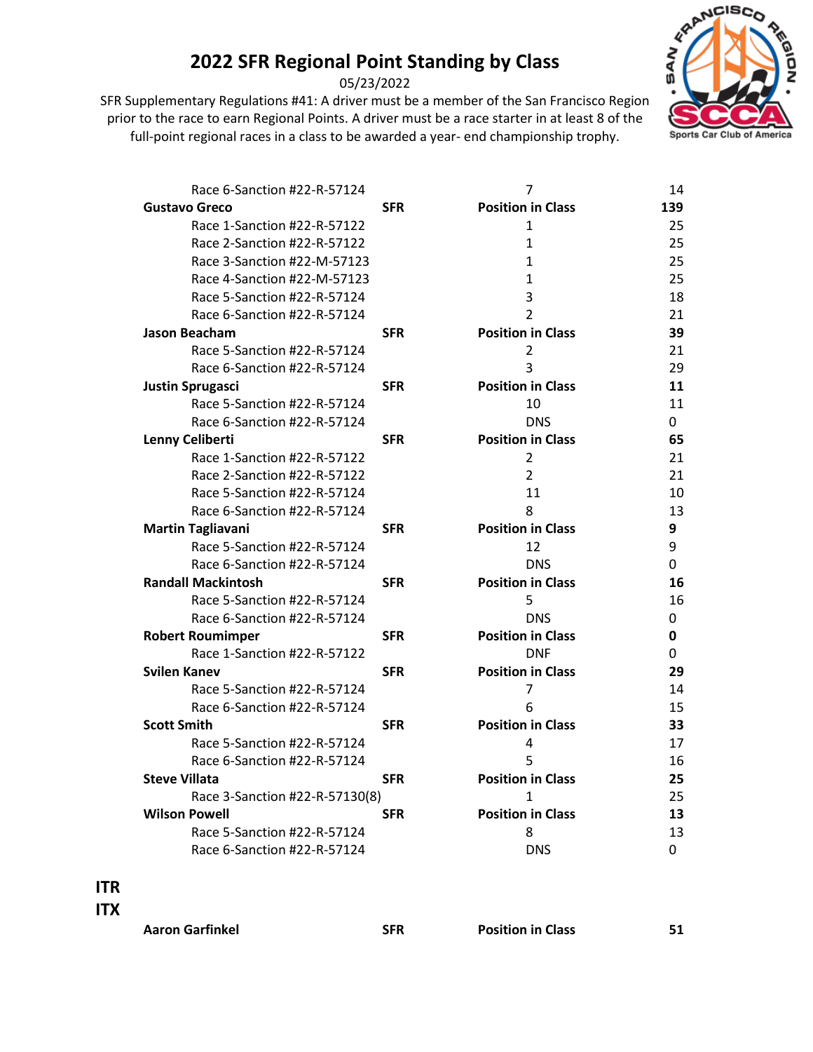# 2022 SFR Regional Point Standing by Class

05/23/2022

SFR Supplementary Regulations #41: A driver must be a member of the San Francisco Region prior to the race to earn Regional Points. A driver must be a race starter in at least 8 of the full-point regional races in a class to be awarded a year- end championship trophy.

| | | | |
|---|---|---|---|
| Race 6-Sanction #22-R-57124 | | 7 | 14 |
| **Gustavo Greco** | **SFR** | **Position in Class** | **139** |
| Race 1-Sanction #22-R-57122 | | 1 | 25 |
| Race 2-Sanction #22-R-57122 | | 1 | 25 |
| Race 3-Sanction #22-M-57123 | | 1 | 25 |
| Race 4-Sanction #22-M-57123 | | 1 | 25 |
| Race 5-Sanction #22-R-57124 | | 3 | 18 |
| Race 6-Sanction #22-R-57124 | | 2 | 21 |
| **Jason Beacham** | **SFR** | **Position in Class** | **39** |
| Race 5-Sanction #22-R-57124 | | 2 | 21 |
| Race 6-Sanction #22-R-57124 | | 3 | 29 |
| **Justin Sprugasci** | **SFR** | **Position in Class** | **11** |
| Race 5-Sanction #22-R-57124 | | 10 | 11 |
| Race 6-Sanction #22-R-57124 | | DNS | 0 |
| **Lenny Celiberti** | **SFR** | **Position in Class** | **65** |
| Race 1-Sanction #22-R-57122 | | 2 | 21 |
| Race 2-Sanction #22-R-57122 | | 2 | 21 |
| Race 5-Sanction #22-R-57124 | | 11 | 10 |
| Race 6-Sanction #22-R-57124 | | 8 | 13 |
| **Martin Tagliavani** | **SFR** | **Position in Class** | **9** |
| Race 5-Sanction #22-R-57124 | | 12 | 9 |
| Race 6-Sanction #22-R-57124 | | DNS | 0 |
| **Randall Mackintosh** | **SFR** | **Position in Class** | **16** |
| Race 5-Sanction #22-R-57124 | | 5 | 16 |
| Race 6-Sanction #22-R-57124 | | DNS | 0 |
| **Robert Roumimper** | **SFR** | **Position in Class** | **0** |
| Race 1-Sanction #22-R-57122 | | DNF | 0 |
| **Svilen Kanev** | **SFR** | **Position in Class** | **29** |
| Race 5-Sanction #22-R-57124 | | 7 | 14 |
| Race 6-Sanction #22-R-57124 | | 6 | 15 |
| **Scott Smith** | **SFR** | **Position in Class** | **33** |
| Race 5-Sanction #22-R-57124 | | 4 | 17 |
| Race 6-Sanction #22-R-57124 | | 5 | 16 |
| **Steve Villata** | **SFR** | **Position in Class** | **25** |
| Race 3-Sanction #22-R-57130(8) | | 1 | 25 |
| **Wilson Powell** | **SFR** | **Position in Class** | **13** |
| Race 5-Sanction #22-R-57124 | | 8 | 13 |
| Race 6-Sanction #22-R-57124 | | DNS | 0 |

## ITR

## ITX

| | | | |
|---|---|---|---|
| **Aaron Garfinkel** | **SFR** | **Position in Class** | **51** |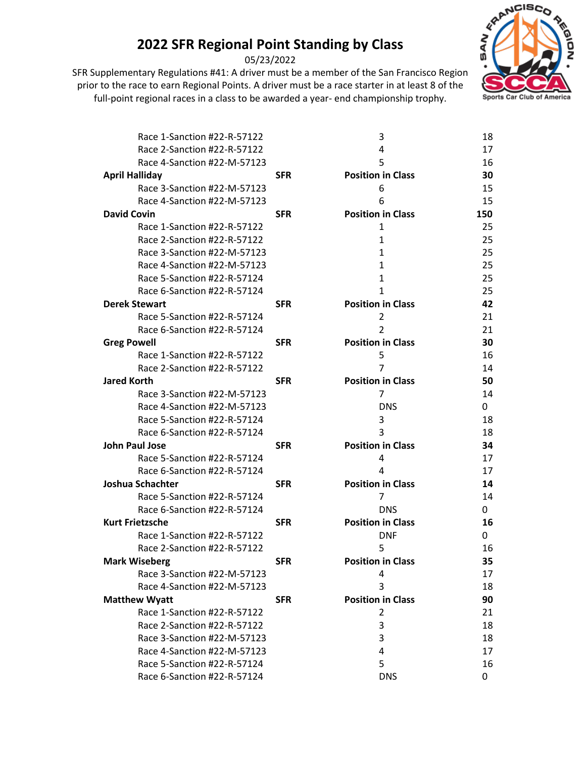# 2022 SFR Regional Point Standing by Class

05/23/2022

SFR Supplementary Regulations #41: A driver must be a member of the San Francisco Region prior to the race to earn Regional Points. A driver must be a race starter in at least 8 of the full-point regional races in a class to be awarded a year- end championship trophy.

| | | | |
|---|---|---|---|
| Race 1-Sanction #22-R-57122 | | 3 | 18 |
| Race 2-Sanction #22-R-57122 | | 4 | 17 |
| Race 4-Sanction #22-M-57123 | | 5 | 16 |
| **April Halliday** | **SFR** | **Position in Class** | **30** |
| Race 3-Sanction #22-M-57123 | | 6 | 15 |
| Race 4-Sanction #22-M-57123 | | 6 | 15 |
| **David Covin** | **SFR** | **Position in Class** | **150** |
| Race 1-Sanction #22-R-57122 | | 1 | 25 |
| Race 2-Sanction #22-R-57122 | | 1 | 25 |
| Race 3-Sanction #22-M-57123 | | 1 | 25 |
| Race 4-Sanction #22-M-57123 | | 1 | 25 |
| Race 5-Sanction #22-R-57124 | | 1 | 25 |
| Race 6-Sanction #22-R-57124 | | 1 | 25 |
| **Derek Stewart** | **SFR** | **Position in Class** | **42** |
| Race 5-Sanction #22-R-57124 | | 2 | 21 |
| Race 6-Sanction #22-R-57124 | | 2 | 21 |
| **Greg Powell** | **SFR** | **Position in Class** | **30** |
| Race 1-Sanction #22-R-57122 | | 5 | 16 |
| Race 2-Sanction #22-R-57122 | | 7 | 14 |
| **Jared Korth** | **SFR** | **Position in Class** | **50** |
| Race 3-Sanction #22-M-57123 | | 7 | 14 |
| Race 4-Sanction #22-M-57123 | | DNS | 0 |
| Race 5-Sanction #22-R-57124 | | 3 | 18 |
| Race 6-Sanction #22-R-57124 | | 3 | 18 |
| **John Paul Jose** | **SFR** | **Position in Class** | **34** |
| Race 5-Sanction #22-R-57124 | | 4 | 17 |
| Race 6-Sanction #22-R-57124 | | 4 | 17 |
| **Joshua Schachter** | **SFR** | **Position in Class** | **14** |
| Race 5-Sanction #22-R-57124 | | 7 | 14 |
| Race 6-Sanction #22-R-57124 | | DNS | 0 |
| **Kurt Frietzsche** | **SFR** | **Position in Class** | **16** |
| Race 1-Sanction #22-R-57122 | | DNF | 0 |
| Race 2-Sanction #22-R-57122 | | 5 | 16 |
| **Mark Wiseberg** | **SFR** | **Position in Class** | **35** |
| Race 3-Sanction #22-M-57123 | | 4 | 17 |
| Race 4-Sanction #22-M-57123 | | 3 | 18 |
| **Matthew Wyatt** | **SFR** | **Position in Class** | **90** |
| Race 1-Sanction #22-R-57122 | | 2 | 21 |
| Race 2-Sanction #22-R-57122 | | 3 | 18 |
| Race 3-Sanction #22-M-57123 | | 3 | 18 |
| Race 4-Sanction #22-M-57123 | | 4 | 17 |
| Race 5-Sanction #22-R-57124 | | 5 | 16 |
| Race 6-Sanction #22-R-57124 | | DNS | 0 |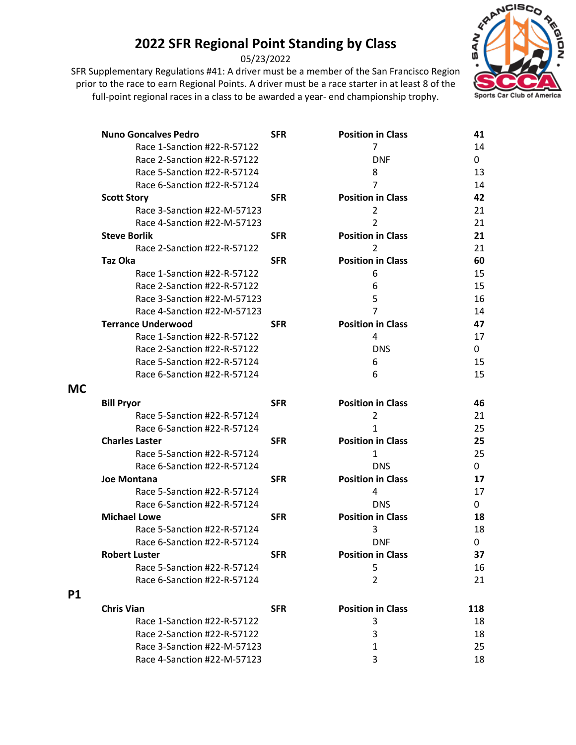# 2022 SFR Regional Point Standing by Class

05/23/2022

SFR Supplementary Regulations #41: A driver must be a member of the San Francisco Region prior to the race to earn Regional Points. A driver must be a race starter in at least 8 of the full-point regional races in a class to be awarded a year- end championship trophy.

| | | | |
|---|---|---|---|
| **Nuno Goncalves Pedro** | **SFR** | **Position in Class** | **41** |
| Race 1-Sanction #22-R-57122 | | 7 | 14 |
| Race 2-Sanction #22-R-57122 | | DNF | 0 |
| Race 5-Sanction #22-R-57124 | | 8 | 13 |
| Race 6-Sanction #22-R-57124 | | 7 | 14 |
| **Scott Story** | **SFR** | **Position in Class** | **42** |
| Race 3-Sanction #22-M-57123 | | 2 | 21 |
| Race 4-Sanction #22-M-57123 | | 2 | 21 |
| **Steve Borlik** | **SFR** | **Position in Class** | **21** |
| Race 2-Sanction #22-R-57122 | | 2 | 21 |
| **Taz Oka** | **SFR** | **Position in Class** | **60** |
| Race 1-Sanction #22-R-57122 | | 6 | 15 |
| Race 2-Sanction #22-R-57122 | | 6 | 15 |
| Race 3-Sanction #22-M-57123 | | 5 | 16 |
| Race 4-Sanction #22-M-57123 | | 7 | 14 |
| **Terrance Underwood** | **SFR** | **Position in Class** | **47** |
| Race 1-Sanction #22-R-57122 | | 4 | 17 |
| Race 2-Sanction #22-R-57122 | | DNS | 0 |
| Race 5-Sanction #22-R-57124 | | 6 | 15 |
| Race 6-Sanction #22-R-57124 | | 6 | 15 |

## MC

| | | | |
|---|---|---|---|
| **Bill Pryor** | **SFR** | **Position in Class** | **46** |
| Race 5-Sanction #22-R-57124 | | 2 | 21 |
| Race 6-Sanction #22-R-57124 | | 1 | 25 |
| **Charles Laster** | **SFR** | **Position in Class** | **25** |
| Race 5-Sanction #22-R-57124 | | 1 | 25 |
| Race 6-Sanction #22-R-57124 | | DNS | 0 |
| **Joe Montana** | **SFR** | **Position in Class** | **17** |
| Race 5-Sanction #22-R-57124 | | 4 | 17 |
| Race 6-Sanction #22-R-57124 | | DNS | 0 |
| **Michael Lowe** | **SFR** | **Position in Class** | **18** |
| Race 5-Sanction #22-R-57124 | | 3 | 18 |
| Race 6-Sanction #22-R-57124 | | DNF | 0 |
| **Robert Luster** | **SFR** | **Position in Class** | **37** |
| Race 5-Sanction #22-R-57124 | | 5 | 16 |
| Race 6-Sanction #22-R-57124 | | 2 | 21 |

## P1

| | | | |
|---|---|---|---|
| **Chris Vian** | **SFR** | **Position in Class** | **118** |
| Race 1-Sanction #22-R-57122 | | 3 | 18 |
| Race 2-Sanction #22-R-57122 | | 3 | 18 |
| Race 3-Sanction #22-M-57123 | | 1 | 25 |
| Race 4-Sanction #22-M-57123 | | 3 | 18 |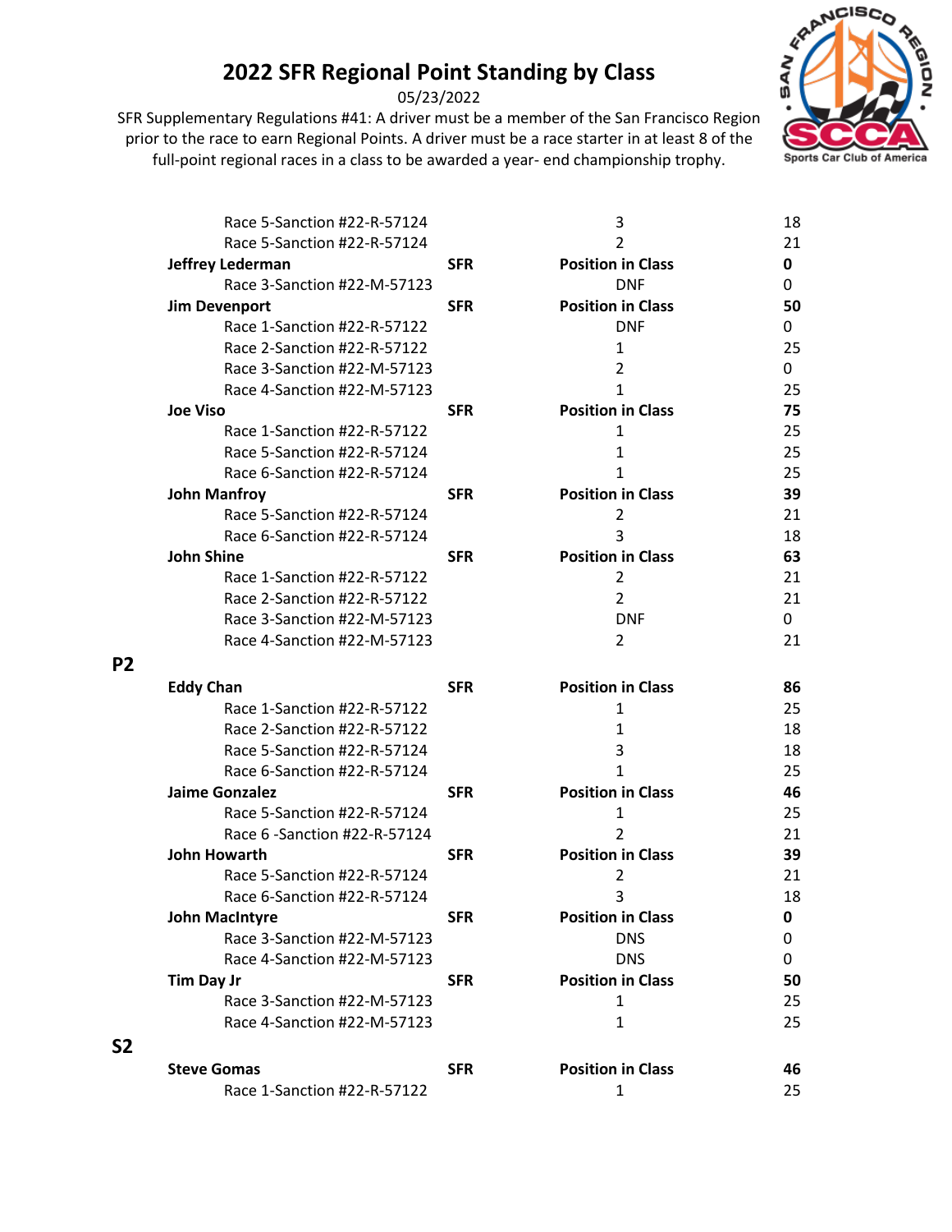# 2022 SFR Regional Point Standing by Class

05/23/2022

SFR Supplementary Regulations #41: A driver must be a member of the San Francisco Region prior to the race to earn Regional Points. A driver must be a race starter in at least 8 of the full-point regional races in a class to be awarded a year- end championship trophy.

| | | | |
|---|---|---|---|
| Race 5-Sanction #22-R-57124 | | 3 | 18 |
| Race 5-Sanction #22-R-57124 | | 2 | 21 |
| **Jeffrey Lederman** | **SFR** | **Position in Class** | **0** |
| Race 3-Sanction #22-M-57123 | | DNF | 0 |
| **Jim Devenport** | **SFR** | **Position in Class** | **50** |
| Race 1-Sanction #22-R-57122 | | DNF | 0 |
| Race 2-Sanction #22-R-57122 | | 1 | 25 |
| Race 3-Sanction #22-M-57123 | | 2 | 0 |
| Race 4-Sanction #22-M-57123 | | 1 | 25 |
| **Joe Viso** | **SFR** | **Position in Class** | **75** |
| Race 1-Sanction #22-R-57122 | | 1 | 25 |
| Race 5-Sanction #22-R-57124 | | 1 | 25 |
| Race 6-Sanction #22-R-57124 | | 1 | 25 |
| **John Manfroy** | **SFR** | **Position in Class** | **39** |
| Race 5-Sanction #22-R-57124 | | 2 | 21 |
| Race 6-Sanction #22-R-57124 | | 3 | 18 |
| **John Shine** | **SFR** | **Position in Class** | **63** |
| Race 1-Sanction #22-R-57122 | | 2 | 21 |
| Race 2-Sanction #22-R-57122 | | 2 | 21 |
| Race 3-Sanction #22-M-57123 | | DNF | 0 |
| Race 4-Sanction #22-M-57123 | | 2 | 21 |

## P2

| | | | |
|---|---|---|---|
| **Eddy Chan** | **SFR** | **Position in Class** | **86** |
| Race 1-Sanction #22-R-57122 | | 1 | 25 |
| Race 2-Sanction #22-R-57122 | | 1 | 18 |
| Race 5-Sanction #22-R-57124 | | 3 | 18 |
| Race 6-Sanction #22-R-57124 | | 1 | 25 |
| **Jaime Gonzalez** | **SFR** | **Position in Class** | **46** |
| Race 5-Sanction #22-R-57124 | | 1 | 25 |
| Race 6 -Sanction #22-R-57124 | | 2 | 21 |
| **John Howarth** | **SFR** | **Position in Class** | **39** |
| Race 5-Sanction #22-R-57124 | | 2 | 21 |
| Race 6-Sanction #22-R-57124 | | 3 | 18 |
| **John MacIntyre** | **SFR** | **Position in Class** | **0** |
| Race 3-Sanction #22-M-57123 | | DNS | 0 |
| Race 4-Sanction #22-M-57123 | | DNS | 0 |
| **Tim Day Jr** | **SFR** | **Position in Class** | **50** |
| Race 3-Sanction #22-M-57123 | | 1 | 25 |
| Race 4-Sanction #22-M-57123 | | 1 | 25 |

## S2

| | | | |
|---|---|---|---|
| **Steve Gomas** | **SFR** | **Position in Class** | **46** |
| Race 1-Sanction #22-R-57122 | | 1 | 25 |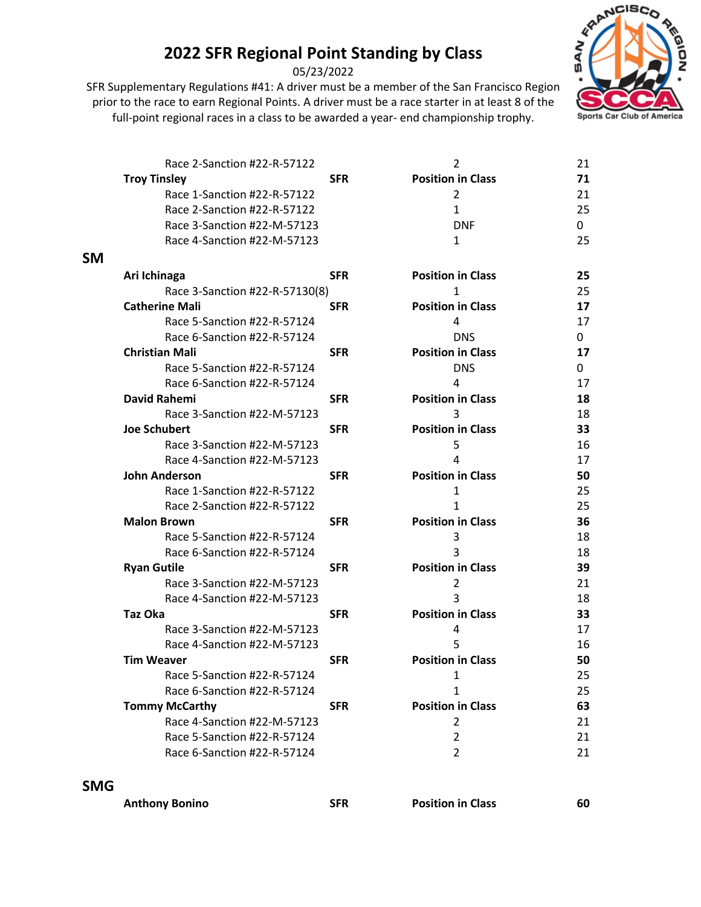## 2022 SFR Regional Point Standing by Class

05/23/2022

SFR Supplementary Regulations #41: A driver must be a member of the San Francisco Region prior to the race to earn Regional Points. A driver must be a race starter in at least 8 of the full-point regional races in a class to be awarded a year- end championship trophy.

| | | | |
|---|---|---|---|
| Race 2-Sanction #22-R-57122 | | 2 | 21 |
| **Troy Tinsley** | **SFR** | **Position in Class** | **71** |
| Race 1-Sanction #22-R-57122 | | 2 | 21 |
| Race 2-Sanction #22-R-57122 | | 1 | 25 |
| Race 3-Sanction #22-M-57123 | | DNF | 0 |
| Race 4-Sanction #22-M-57123 | | 1 | 25 |

### SM

| | | | |
|---|---|---|---|
| **Ari Ichinaga** | **SFR** | **Position in Class** | **25** |
| Race 3-Sanction #22-R-57130(8) | | 1 | 25 |
| **Catherine Mali** | **SFR** | **Position in Class** | **17** |
| Race 5-Sanction #22-R-57124 | | 4 | 17 |
| Race 6-Sanction #22-R-57124 | | DNS | 0 |
| **Christian Mali** | **SFR** | **Position in Class** | **17** |
| Race 5-Sanction #22-R-57124 | | DNS | 0 |
| Race 6-Sanction #22-R-57124 | | 4 | 17 |
| **David Rahemi** | **SFR** | **Position in Class** | **18** |
| Race 3-Sanction #22-M-57123 | | 3 | 18 |
| **Joe Schubert** | **SFR** | **Position in Class** | **33** |
| Race 3-Sanction #22-M-57123 | | 5 | 16 |
| Race 4-Sanction #22-M-57123 | | 4 | 17 |
| **John Anderson** | **SFR** | **Position in Class** | **50** |
| Race 1-Sanction #22-R-57122 | | 1 | 25 |
| Race 2-Sanction #22-R-57122 | | 1 | 25 |
| **Malon Brown** | **SFR** | **Position in Class** | **36** |
| Race 5-Sanction #22-R-57124 | | 3 | 18 |
| Race 6-Sanction #22-R-57124 | | 3 | 18 |
| **Ryan Gutile** | **SFR** | **Position in Class** | **39** |
| Race 3-Sanction #22-M-57123 | | 2 | 21 |
| Race 4-Sanction #22-M-57123 | | 3 | 18 |
| **Taz Oka** | **SFR** | **Position in Class** | **33** |
| Race 3-Sanction #22-M-57123 | | 4 | 17 |
| Race 4-Sanction #22-M-57123 | | 5 | 16 |
| **Tim Weaver** | **SFR** | **Position in Class** | **50** |
| Race 5-Sanction #22-R-57124 | | 1 | 25 |
| Race 6-Sanction #22-R-57124 | | 1 | 25 |
| **Tommy McCarthy** | **SFR** | **Position in Class** | **63** |
| Race 4-Sanction #22-M-57123 | | 2 | 21 |
| Race 5-Sanction #22-R-57124 | | 2 | 21 |
| Race 6-Sanction #22-R-57124 | | 2 | 21 |

### SMG

| | | | |
|---|---|---|---|
| **Anthony Bonino** | **SFR** | **Position in Class** | **60** |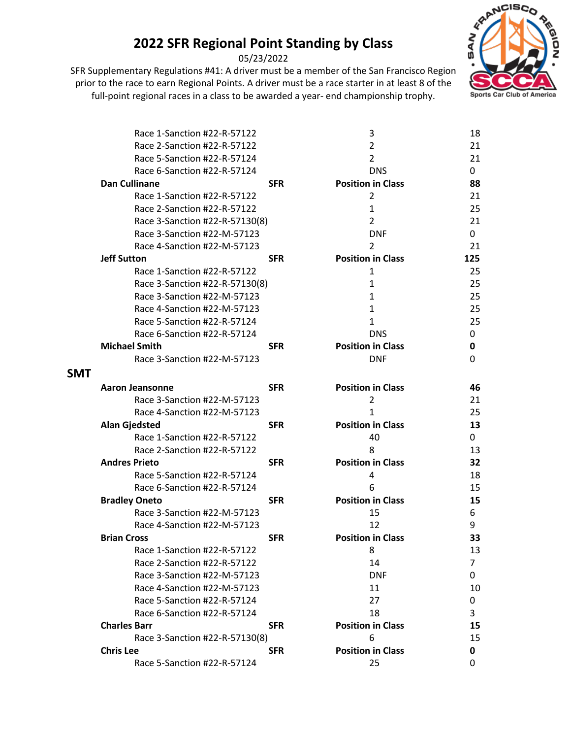# 2022 SFR Regional Point Standing by Class

05/23/2022

SFR Supplementary Regulations #41: A driver must be a member of the San Francisco Region prior to the race to earn Regional Points. A driver must be a race starter in at least 8 of the full-point regional races in a class to be awarded a year- end championship trophy.

| | | | |
|---|---|---|---|
| Race 1-Sanction #22-R-57122 | | 3 | 18 |
| Race 2-Sanction #22-R-57122 | | 2 | 21 |
| Race 5-Sanction #22-R-57124 | | 2 | 21 |
| Race 6-Sanction #22-R-57124 | | DNS | 0 |
| **Dan Cullinane** | **SFR** | **Position in Class** | **88** |
| Race 1-Sanction #22-R-57122 | | 2 | 21 |
| Race 2-Sanction #22-R-57122 | | 1 | 25 |
| Race 3-Sanction #22-R-57130(8) | | 2 | 21 |
| Race 3-Sanction #22-M-57123 | | DNF | 0 |
| Race 4-Sanction #22-M-57123 | | 2 | 21 |
| **Jeff Sutton** | **SFR** | **Position in Class** | **125** |
| Race 1-Sanction #22-R-57122 | | 1 | 25 |
| Race 3-Sanction #22-R-57130(8) | | 1 | 25 |
| Race 3-Sanction #22-M-57123 | | 1 | 25 |
| Race 4-Sanction #22-M-57123 | | 1 | 25 |
| Race 5-Sanction #22-R-57124 | | 1 | 25 |
| Race 6-Sanction #22-R-57124 | | DNS | 0 |
| **Michael Smith** | **SFR** | **Position in Class** | **0** |
| Race 3-Sanction #22-M-57123 | | DNF | 0 |

## SMT

| | | | |
|---|---|---|---|
| **Aaron Jeansonne** | **SFR** | **Position in Class** | **46** |
| Race 3-Sanction #22-M-57123 | | 2 | 21 |
| Race 4-Sanction #22-M-57123 | | 1 | 25 |
| **Alan Gjedsted** | **SFR** | **Position in Class** | **13** |
| Race 1-Sanction #22-R-57122 | | 40 | 0 |
| Race 2-Sanction #22-R-57122 | | 8 | 13 |
| **Andres Prieto** | **SFR** | **Position in Class** | **32** |
| Race 5-Sanction #22-R-57124 | | 4 | 18 |
| Race 6-Sanction #22-R-57124 | | 6 | 15 |
| **Bradley Oneto** | **SFR** | **Position in Class** | **15** |
| Race 3-Sanction #22-M-57123 | | 15 | 6 |
| Race 4-Sanction #22-M-57123 | | 12 | 9 |
| **Brian Cross** | **SFR** | **Position in Class** | **33** |
| Race 1-Sanction #22-R-57122 | | 8 | 13 |
| Race 2-Sanction #22-R-57122 | | 14 | 7 |
| Race 3-Sanction #22-M-57123 | | DNF | 0 |
| Race 4-Sanction #22-M-57123 | | 11 | 10 |
| Race 5-Sanction #22-R-57124 | | 27 | 0 |
| Race 6-Sanction #22-R-57124 | | 18 | 3 |
| **Charles Barr** | **SFR** | **Position in Class** | **15** |
| Race 3-Sanction #22-R-57130(8) | | 6 | 15 |
| **Chris Lee** | **SFR** | **Position in Class** | **0** |
| Race 5-Sanction #22-R-57124 | | 25 | 0 |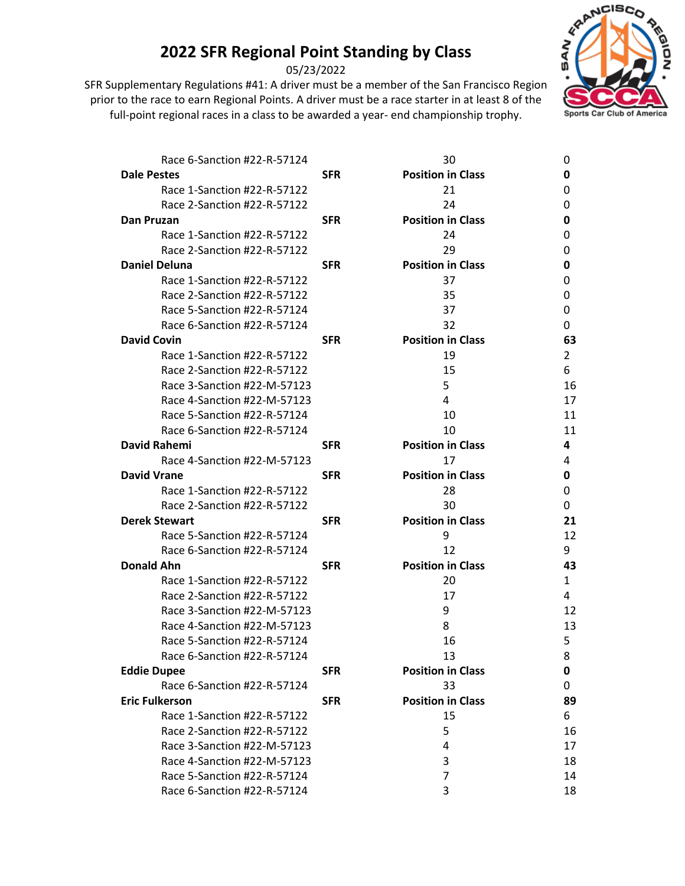# 2022 SFR Regional Point Standing by Class

05/23/2022

SFR Supplementary Regulations #41: A driver must be a member of the San Francisco Region prior to the race to earn Regional Points. A driver must be a race starter in at least 8 of the full-point regional races in a class to be awarded a year- end championship trophy.

| | | | |
|---|---|---|---|
| Race 6-Sanction #22-R-57124 | | 30 | 0 |
| **Dale Pestes** | **SFR** | **Position in Class** | **0** |
| Race 1-Sanction #22-R-57122 | | 21 | 0 |
| Race 2-Sanction #22-R-57122 | | 24 | 0 |
| **Dan Pruzan** | **SFR** | **Position in Class** | **0** |
| Race 1-Sanction #22-R-57122 | | 24 | 0 |
| Race 2-Sanction #22-R-57122 | | 29 | 0 |
| **Daniel Deluna** | **SFR** | **Position in Class** | **0** |
| Race 1-Sanction #22-R-57122 | | 37 | 0 |
| Race 2-Sanction #22-R-57122 | | 35 | 0 |
| Race 5-Sanction #22-R-57124 | | 37 | 0 |
| Race 6-Sanction #22-R-57124 | | 32 | 0 |
| **David Covin** | **SFR** | **Position in Class** | **63** |
| Race 1-Sanction #22-R-57122 | | 19 | 2 |
| Race 2-Sanction #22-R-57122 | | 15 | 6 |
| Race 3-Sanction #22-M-57123 | | 5 | 16 |
| Race 4-Sanction #22-M-57123 | | 4 | 17 |
| Race 5-Sanction #22-R-57124 | | 10 | 11 |
| Race 6-Sanction #22-R-57124 | | 10 | 11 |
| **David Rahemi** | **SFR** | **Position in Class** | **4** |
| Race 4-Sanction #22-M-57123 | | 17 | 4 |
| **David Vrane** | **SFR** | **Position in Class** | **0** |
| Race 1-Sanction #22-R-57122 | | 28 | 0 |
| Race 2-Sanction #22-R-57122 | | 30 | 0 |
| **Derek Stewart** | **SFR** | **Position in Class** | **21** |
| Race 5-Sanction #22-R-57124 | | 9 | 12 |
| Race 6-Sanction #22-R-57124 | | 12 | 9 |
| **Donald Ahn** | **SFR** | **Position in Class** | **43** |
| Race 1-Sanction #22-R-57122 | | 20 | 1 |
| Race 2-Sanction #22-R-57122 | | 17 | 4 |
| Race 3-Sanction #22-M-57123 | | 9 | 12 |
| Race 4-Sanction #22-M-57123 | | 8 | 13 |
| Race 5-Sanction #22-R-57124 | | 16 | 5 |
| Race 6-Sanction #22-R-57124 | | 13 | 8 |
| **Eddie Dupee** | **SFR** | **Position in Class** | **0** |
| Race 6-Sanction #22-R-57124 | | 33 | 0 |
| **Eric Fulkerson** | **SFR** | **Position in Class** | **89** |
| Race 1-Sanction #22-R-57122 | | 15 | 6 |
| Race 2-Sanction #22-R-57122 | | 5 | 16 |
| Race 3-Sanction #22-M-57123 | | 4 | 17 |
| Race 4-Sanction #22-M-57123 | | 3 | 18 |
| Race 5-Sanction #22-R-57124 | | 7 | 14 |
| Race 6-Sanction #22-R-57124 | | 3 | 18 |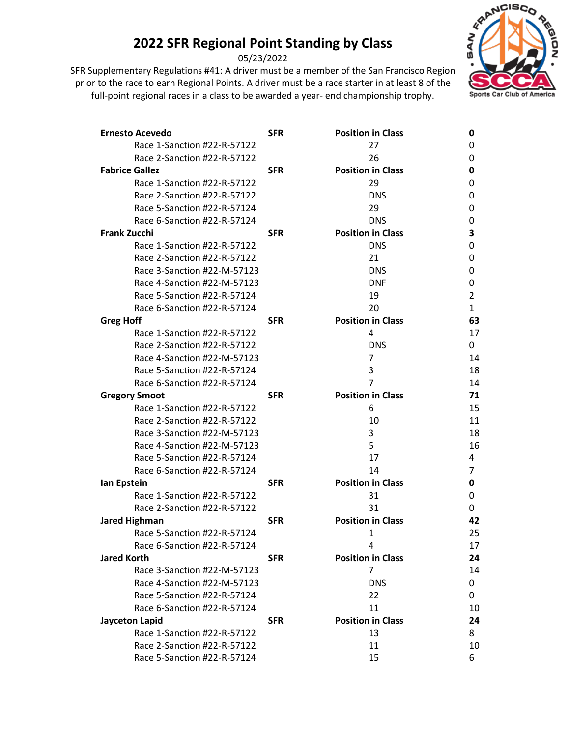# 2022 SFR Regional Point Standing by Class

05/23/2022

SFR Supplementary Regulations #41: A driver must be a member of the San Francisco Region prior to the race to earn Regional Points. A driver must be a race starter in at least 8 of the full-point regional races in a class to be awarded a year- end championship trophy.

| | | | |
|---|---|---|---|
| **Ernesto Acevedo** | **SFR** | **Position in Class** | **0** |
| Race 1-Sanction #22-R-57122 | | 27 | 0 |
| Race 2-Sanction #22-R-57122 | | 26 | 0 |
| **Fabrice Gallez** | **SFR** | **Position in Class** | **0** |
| Race 1-Sanction #22-R-57122 | | 29 | 0 |
| Race 2-Sanction #22-R-57122 | | DNS | 0 |
| Race 5-Sanction #22-R-57124 | | 29 | 0 |
| Race 6-Sanction #22-R-57124 | | DNS | 0 |
| **Frank Zucchi** | **SFR** | **Position in Class** | **3** |
| Race 1-Sanction #22-R-57122 | | DNS | 0 |
| Race 2-Sanction #22-R-57122 | | 21 | 0 |
| Race 3-Sanction #22-M-57123 | | DNS | 0 |
| Race 4-Sanction #22-M-57123 | | DNF | 0 |
| Race 5-Sanction #22-R-57124 | | 19 | 2 |
| Race 6-Sanction #22-R-57124 | | 20 | 1 |
| **Greg Hoff** | **SFR** | **Position in Class** | **63** |
| Race 1-Sanction #22-R-57122 | | 4 | 17 |
| Race 2-Sanction #22-R-57122 | | DNS | 0 |
| Race 4-Sanction #22-M-57123 | | 7 | 14 |
| Race 5-Sanction #22-R-57124 | | 3 | 18 |
| Race 6-Sanction #22-R-57124 | | 7 | 14 |
| **Gregory Smoot** | **SFR** | **Position in Class** | **71** |
| Race 1-Sanction #22-R-57122 | | 6 | 15 |
| Race 2-Sanction #22-R-57122 | | 10 | 11 |
| Race 3-Sanction #22-M-57123 | | 3 | 18 |
| Race 4-Sanction #22-M-57123 | | 5 | 16 |
| Race 5-Sanction #22-R-57124 | | 17 | 4 |
| Race 6-Sanction #22-R-57124 | | 14 | 7 |
| **Ian Epstein** | **SFR** | **Position in Class** | **0** |
| Race 1-Sanction #22-R-57122 | | 31 | 0 |
| Race 2-Sanction #22-R-57122 | | 31 | 0 |
| **Jared Highman** | **SFR** | **Position in Class** | **42** |
| Race 5-Sanction #22-R-57124 | | 1 | 25 |
| Race 6-Sanction #22-R-57124 | | 4 | 17 |
| **Jared Korth** | **SFR** | **Position in Class** | **24** |
| Race 3-Sanction #22-M-57123 | | 7 | 14 |
| Race 4-Sanction #22-M-57123 | | DNS | 0 |
| Race 5-Sanction #22-R-57124 | | 22 | 0 |
| Race 6-Sanction #22-R-57124 | | 11 | 10 |
| **Jayceton Lapid** | **SFR** | **Position in Class** | **24** |
| Race 1-Sanction #22-R-57122 | | 13 | 8 |
| Race 2-Sanction #22-R-57122 | | 11 | 10 |
| Race 5-Sanction #22-R-57124 | | 15 | 6 |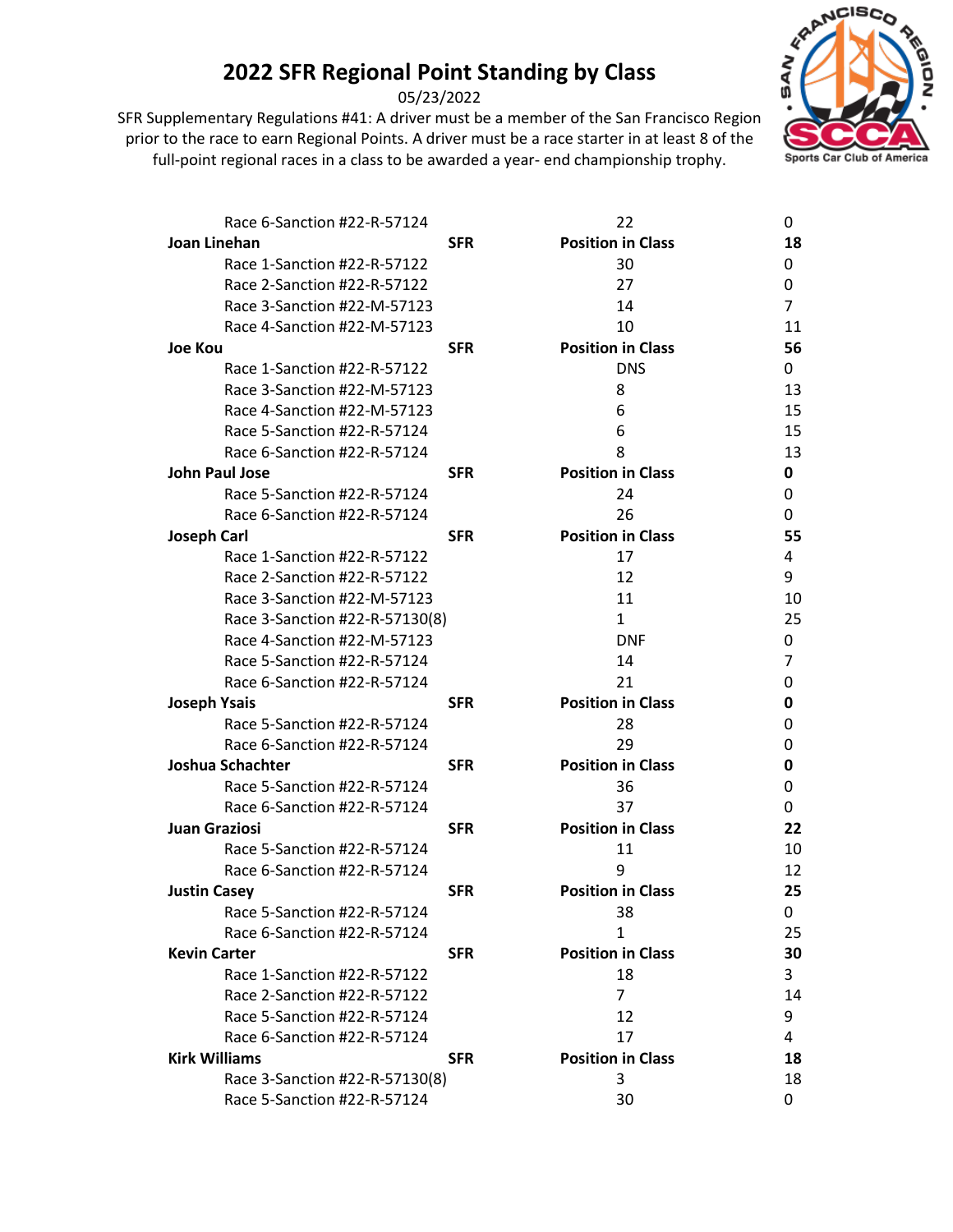## 2022 SFR Regional Point Standing by Class

05/23/2022

SFR Supplementary Regulations #41: A driver must be a member of the San Francisco Region prior to the race to earn Regional Points. A driver must be a race starter in at least 8 of the full-point regional races in a class to be awarded a year- end championship trophy.

| | | | |
|---|---|---|---|
| Race 6-Sanction #22-R-57124 | | 22 | 0 |
| **Joan Linehan** | **SFR** | **Position in Class** | **18** |
| Race 1-Sanction #22-R-57122 | | 30 | 0 |
| Race 2-Sanction #22-R-57122 | | 27 | 0 |
| Race 3-Sanction #22-M-57123 | | 14 | 7 |
| Race 4-Sanction #22-M-57123 | | 10 | 11 |
| **Joe Kou** | **SFR** | **Position in Class** | **56** |
| Race 1-Sanction #22-R-57122 | | DNS | 0 |
| Race 3-Sanction #22-M-57123 | | 8 | 13 |
| Race 4-Sanction #22-M-57123 | | 6 | 15 |
| Race 5-Sanction #22-R-57124 | | 6 | 15 |
| Race 6-Sanction #22-R-57124 | | 8 | 13 |
| **John Paul Jose** | **SFR** | **Position in Class** | **0** |
| Race 5-Sanction #22-R-57124 | | 24 | 0 |
| Race 6-Sanction #22-R-57124 | | 26 | 0 |
| **Joseph Carl** | **SFR** | **Position in Class** | **55** |
| Race 1-Sanction #22-R-57122 | | 17 | 4 |
| Race 2-Sanction #22-R-57122 | | 12 | 9 |
| Race 3-Sanction #22-M-57123 | | 11 | 10 |
| Race 3-Sanction #22-R-57130(8) | | 1 | 25 |
| Race 4-Sanction #22-M-57123 | | DNF | 0 |
| Race 5-Sanction #22-R-57124 | | 14 | 7 |
| Race 6-Sanction #22-R-57124 | | 21 | 0 |
| **Joseph Ysais** | **SFR** | **Position in Class** | **0** |
| Race 5-Sanction #22-R-57124 | | 28 | 0 |
| Race 6-Sanction #22-R-57124 | | 29 | 0 |
| **Joshua Schachter** | **SFR** | **Position in Class** | **0** |
| Race 5-Sanction #22-R-57124 | | 36 | 0 |
| Race 6-Sanction #22-R-57124 | | 37 | 0 |
| **Juan Graziosi** | **SFR** | **Position in Class** | **22** |
| Race 5-Sanction #22-R-57124 | | 11 | 10 |
| Race 6-Sanction #22-R-57124 | | 9 | 12 |
| **Justin Casey** | **SFR** | **Position in Class** | **25** |
| Race 5-Sanction #22-R-57124 | | 38 | 0 |
| Race 6-Sanction #22-R-57124 | | 1 | 25 |
| **Kevin Carter** | **SFR** | **Position in Class** | **30** |
| Race 1-Sanction #22-R-57122 | | 18 | 3 |
| Race 2-Sanction #22-R-57122 | | 7 | 14 |
| Race 5-Sanction #22-R-57124 | | 12 | 9 |
| Race 6-Sanction #22-R-57124 | | 17 | 4 |
| **Kirk Williams** | **SFR** | **Position in Class** | **18** |
| Race 3-Sanction #22-R-57130(8) | | 3 | 18 |
| Race 5-Sanction #22-R-57124 | | 30 | 0 |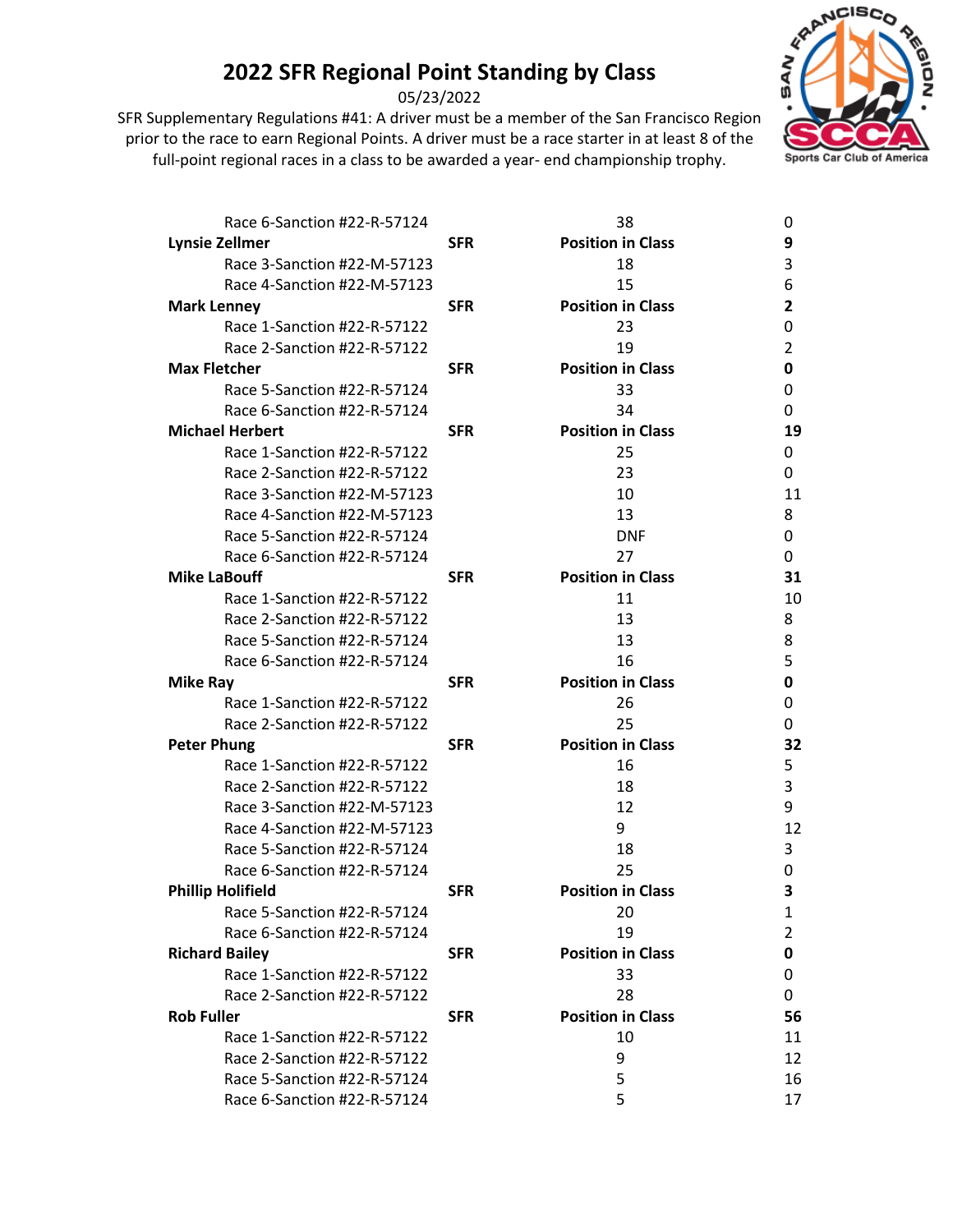# 2022 SFR Regional Point Standing by Class

05/23/2022

SFR Supplementary Regulations #41: A driver must be a member of the San Francisco Region prior to the race to earn Regional Points. A driver must be a race starter in at least 8 of the full-point regional races in a class to be awarded a year- end championship trophy.

| | | | |
|---|---|---|---|
| Race 6-Sanction #22-R-57124 | | 38 | 0 |
| **Lynsie Zellmer** | **SFR** | **Position in Class** | **9** |
| Race 3-Sanction #22-M-57123 | | 18 | 3 |
| Race 4-Sanction #22-M-57123 | | 15 | 6 |
| **Mark Lenney** | **SFR** | **Position in Class** | **2** |
| Race 1-Sanction #22-R-57122 | | 23 | 0 |
| Race 2-Sanction #22-R-57122 | | 19 | 2 |
| **Max Fletcher** | **SFR** | **Position in Class** | **0** |
| Race 5-Sanction #22-R-57124 | | 33 | 0 |
| Race 6-Sanction #22-R-57124 | | 34 | 0 |
| **Michael Herbert** | **SFR** | **Position in Class** | **19** |
| Race 1-Sanction #22-R-57122 | | 25 | 0 |
| Race 2-Sanction #22-R-57122 | | 23 | 0 |
| Race 3-Sanction #22-M-57123 | | 10 | 11 |
| Race 4-Sanction #22-M-57123 | | 13 | 8 |
| Race 5-Sanction #22-R-57124 | | DNF | 0 |
| Race 6-Sanction #22-R-57124 | | 27 | 0 |
| **Mike LaBouff** | **SFR** | **Position in Class** | **31** |
| Race 1-Sanction #22-R-57122 | | 11 | 10 |
| Race 2-Sanction #22-R-57122 | | 13 | 8 |
| Race 5-Sanction #22-R-57124 | | 13 | 8 |
| Race 6-Sanction #22-R-57124 | | 16 | 5 |
| **Mike Ray** | **SFR** | **Position in Class** | **0** |
| Race 1-Sanction #22-R-57122 | | 26 | 0 |
| Race 2-Sanction #22-R-57122 | | 25 | 0 |
| **Peter Phung** | **SFR** | **Position in Class** | **32** |
| Race 1-Sanction #22-R-57122 | | 16 | 5 |
| Race 2-Sanction #22-R-57122 | | 18 | 3 |
| Race 3-Sanction #22-M-57123 | | 12 | 9 |
| Race 4-Sanction #22-M-57123 | | 9 | 12 |
| Race 5-Sanction #22-R-57124 | | 18 | 3 |
| Race 6-Sanction #22-R-57124 | | 25 | 0 |
| **Phillip Holifield** | **SFR** | **Position in Class** | **3** |
| Race 5-Sanction #22-R-57124 | | 20 | 1 |
| Race 6-Sanction #22-R-57124 | | 19 | 2 |
| **Richard Bailey** | **SFR** | **Position in Class** | **0** |
| Race 1-Sanction #22-R-57122 | | 33 | 0 |
| Race 2-Sanction #22-R-57122 | | 28 | 0 |
| **Rob Fuller** | **SFR** | **Position in Class** | **56** |
| Race 1-Sanction #22-R-57122 | | 10 | 11 |
| Race 2-Sanction #22-R-57122 | | 9 | 12 |
| Race 5-Sanction #22-R-57124 | | 5 | 16 |
| Race 6-Sanction #22-R-57124 | | 5 | 17 |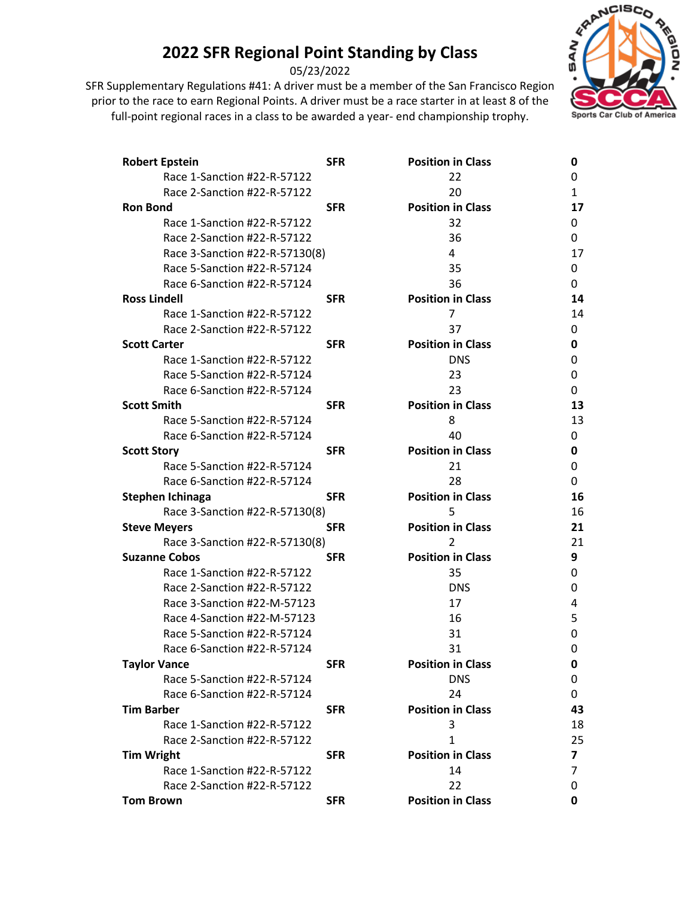# 2022 SFR Regional Point Standing by Class

05/23/2022

SFR Supplementary Regulations #41: A driver must be a member of the San Francisco Region prior to the race to earn Regional Points. A driver must be a race starter in at least 8 of the full-point regional races in a class to be awarded a year- end championship trophy.

| | | | |
|---|---|---|---|
| **Robert Epstein** | **SFR** | **Position in Class** | **0** |
| Race 1-Sanction #22-R-57122 | | 22 | 0 |
| Race 2-Sanction #22-R-57122 | | 20 | 1 |
| **Ron Bond** | **SFR** | **Position in Class** | **17** |
| Race 1-Sanction #22-R-57122 | | 32 | 0 |
| Race 2-Sanction #22-R-57122 | | 36 | 0 |
| Race 3-Sanction #22-R-57130(8) | | 4 | 17 |
| Race 5-Sanction #22-R-57124 | | 35 | 0 |
| Race 6-Sanction #22-R-57124 | | 36 | 0 |
| **Ross Lindell** | **SFR** | **Position in Class** | **14** |
| Race 1-Sanction #22-R-57122 | | 7 | 14 |
| Race 2-Sanction #22-R-57122 | | 37 | 0 |
| **Scott Carter** | **SFR** | **Position in Class** | **0** |
| Race 1-Sanction #22-R-57122 | | DNS | 0 |
| Race 5-Sanction #22-R-57124 | | 23 | 0 |
| Race 6-Sanction #22-R-57124 | | 23 | 0 |
| **Scott Smith** | **SFR** | **Position in Class** | **13** |
| Race 5-Sanction #22-R-57124 | | 8 | 13 |
| Race 6-Sanction #22-R-57124 | | 40 | 0 |
| **Scott Story** | **SFR** | **Position in Class** | **0** |
| Race 5-Sanction #22-R-57124 | | 21 | 0 |
| Race 6-Sanction #22-R-57124 | | 28 | 0 |
| **Stephen Ichinaga** | **SFR** | **Position in Class** | **16** |
| Race 3-Sanction #22-R-57130(8) | | 5 | 16 |
| **Steve Meyers** | **SFR** | **Position in Class** | **21** |
| Race 3-Sanction #22-R-57130(8) | | 2 | 21 |
| **Suzanne Cobos** | **SFR** | **Position in Class** | **9** |
| Race 1-Sanction #22-R-57122 | | 35 | 0 |
| Race 2-Sanction #22-R-57122 | | DNS | 0 |
| Race 3-Sanction #22-M-57123 | | 17 | 4 |
| Race 4-Sanction #22-M-57123 | | 16 | 5 |
| Race 5-Sanction #22-R-57124 | | 31 | 0 |
| Race 6-Sanction #22-R-57124 | | 31 | 0 |
| **Taylor Vance** | **SFR** | **Position in Class** | **0** |
| Race 5-Sanction #22-R-57124 | | DNS | 0 |
| Race 6-Sanction #22-R-57124 | | 24 | 0 |
| **Tim Barber** | **SFR** | **Position in Class** | **43** |
| Race 1-Sanction #22-R-57122 | | 3 | 18 |
| Race 2-Sanction #22-R-57122 | | 1 | 25 |
| **Tim Wright** | **SFR** | **Position in Class** | **7** |
| Race 1-Sanction #22-R-57122 | | 14 | 7 |
| Race 2-Sanction #22-R-57122 | | 22 | 0 |
| **Tom Brown** | **SFR** | **Position in Class** | **0** |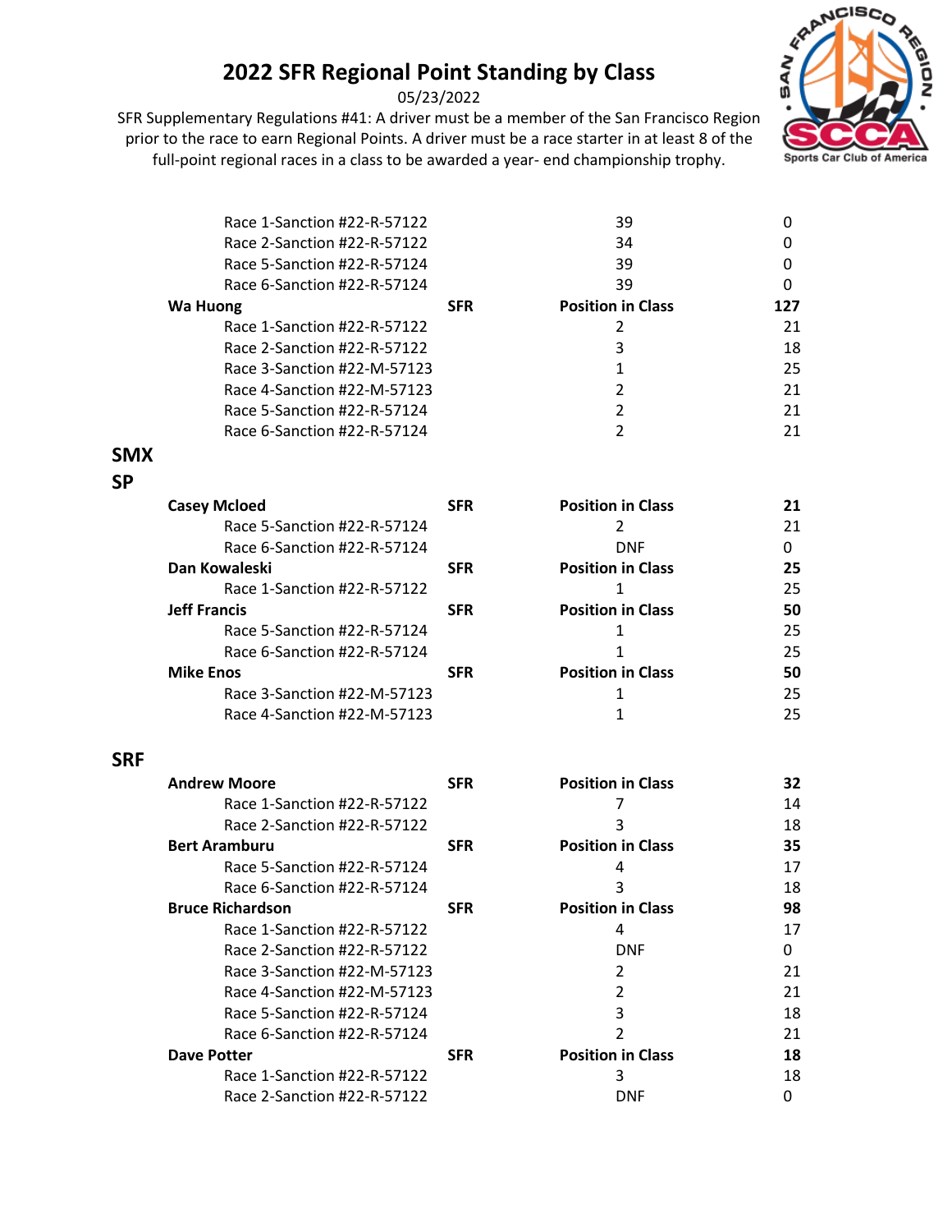# 2022 SFR Regional Point Standing by Class

05/23/2022

SFR Supplementary Regulations #41: A driver must be a member of the San Francisco Region prior to the race to earn Regional Points. A driver must be a race starter in at least 8 of the full-point regional races in a class to be awarded a year- end championship trophy.

| | | | |
|---|---|---|---|
| Race 1-Sanction #22-R-57122 | | 39 | 0 |
| Race 2-Sanction #22-R-57122 | | 34 | 0 |
| Race 5-Sanction #22-R-57124 | | 39 | 0 |
| Race 6-Sanction #22-R-57124 | | 39 | 0 |
| **Wa Huong** | **SFR** | **Position in Class** | **127** |
| Race 1-Sanction #22-R-57122 | | 2 | 21 |
| Race 2-Sanction #22-R-57122 | | 3 | 18 |
| Race 3-Sanction #22-M-57123 | | 1 | 25 |
| Race 4-Sanction #22-M-57123 | | 2 | 21 |
| Race 5-Sanction #22-R-57124 | | 2 | 21 |
| Race 6-Sanction #22-R-57124 | | 2 | 21 |

## SMX

## SP

| | | | |
|---|---|---|---|
| **Casey Mcloed** | **SFR** | **Position in Class** | **21** |
| Race 5-Sanction #22-R-57124 | | 2 | 21 |
| Race 6-Sanction #22-R-57124 | | DNF | 0 |
| **Dan Kowaleski** | **SFR** | **Position in Class** | **25** |
| Race 1-Sanction #22-R-57122 | | 1 | 25 |
| **Jeff Francis** | **SFR** | **Position in Class** | **50** |
| Race 5-Sanction #22-R-57124 | | 1 | 25 |
| Race 6-Sanction #22-R-57124 | | 1 | 25 |
| **Mike Enos** | **SFR** | **Position in Class** | **50** |
| Race 3-Sanction #22-M-57123 | | 1 | 25 |
| Race 4-Sanction #22-M-57123 | | 1 | 25 |

## SRF

| | | | |
|---|---|---|---|
| **Andrew Moore** | **SFR** | **Position in Class** | **32** |
| Race 1-Sanction #22-R-57122 | | 7 | 14 |
| Race 2-Sanction #22-R-57122 | | 3 | 18 |
| **Bert Aramburu** | **SFR** | **Position in Class** | **35** |
| Race 5-Sanction #22-R-57124 | | 4 | 17 |
| Race 6-Sanction #22-R-57124 | | 3 | 18 |
| **Bruce Richardson** | **SFR** | **Position in Class** | **98** |
| Race 1-Sanction #22-R-57122 | | 4 | 17 |
| Race 2-Sanction #22-R-57122 | | DNF | 0 |
| Race 3-Sanction #22-M-57123 | | 2 | 21 |
| Race 4-Sanction #22-M-57123 | | 2 | 21 |
| Race 5-Sanction #22-R-57124 | | 3 | 18 |
| Race 6-Sanction #22-R-57124 | | 2 | 21 |
| **Dave Potter** | **SFR** | **Position in Class** | **18** |
| Race 1-Sanction #22-R-57122 | | 3 | 18 |
| Race 2-Sanction #22-R-57122 | | DNF | 0 |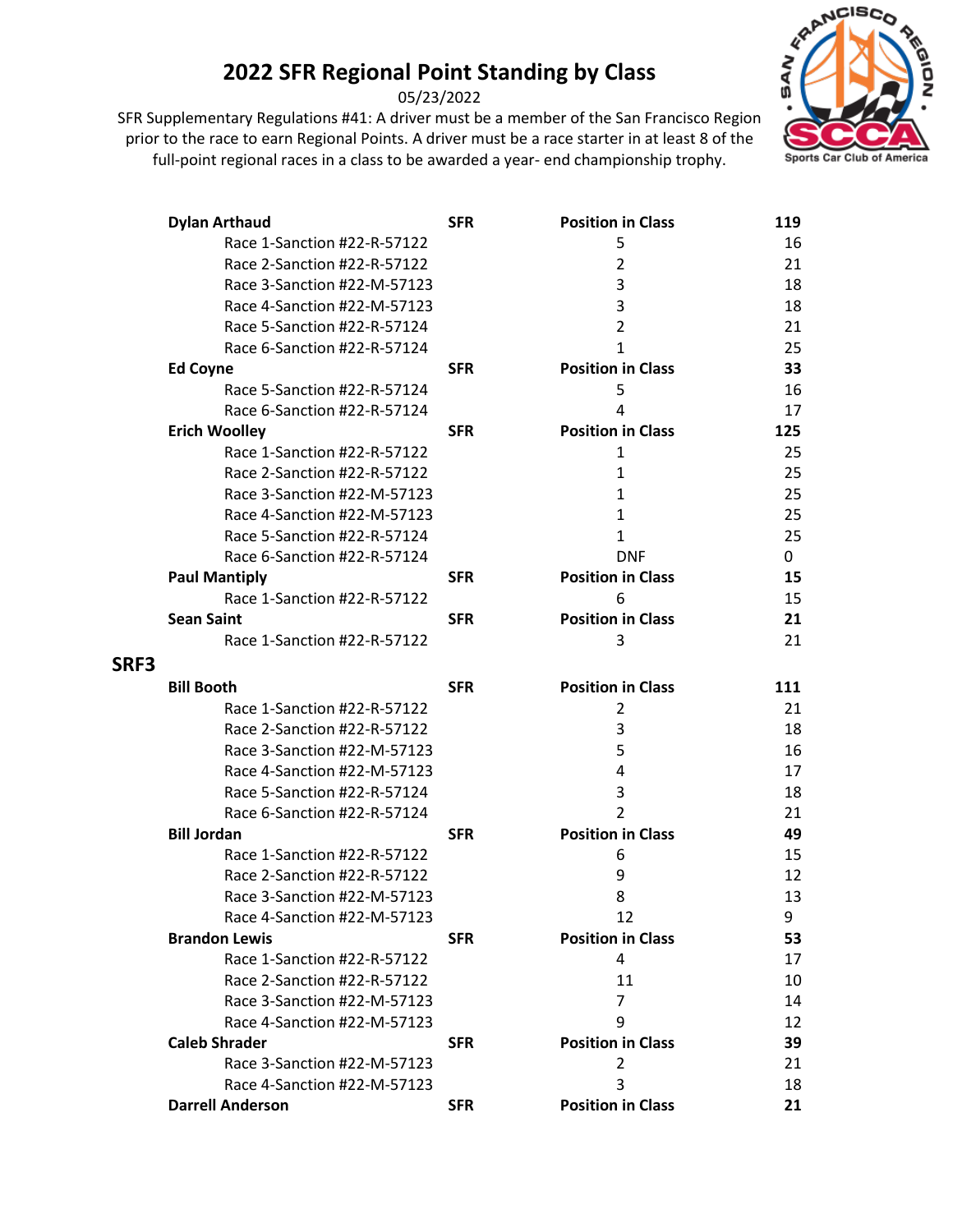# 2022 SFR Regional Point Standing by Class

05/23/2022

SFR Supplementary Regulations #41: A driver must be a member of the San Francisco Region prior to the race to earn Regional Points. A driver must be a race starter in at least 8 of the full-point regional races in a class to be awarded a year- end championship trophy.

| | | | |
|---|---|---|---|
| **Dylan Arthaud** | **SFR** | **Position in Class** | **119** |
| Race 1-Sanction #22-R-57122 | | 5 | 16 |
| Race 2-Sanction #22-R-57122 | | 2 | 21 |
| Race 3-Sanction #22-M-57123 | | 3 | 18 |
| Race 4-Sanction #22-M-57123 | | 3 | 18 |
| Race 5-Sanction #22-R-57124 | | 2 | 21 |
| Race 6-Sanction #22-R-57124 | | 1 | 25 |
| **Ed Coyne** | **SFR** | **Position in Class** | **33** |
| Race 5-Sanction #22-R-57124 | | 5 | 16 |
| Race 6-Sanction #22-R-57124 | | 4 | 17 |
| **Erich Woolley** | **SFR** | **Position in Class** | **125** |
| Race 1-Sanction #22-R-57122 | | 1 | 25 |
| Race 2-Sanction #22-R-57122 | | 1 | 25 |
| Race 3-Sanction #22-M-57123 | | 1 | 25 |
| Race 4-Sanction #22-M-57123 | | 1 | 25 |
| Race 5-Sanction #22-R-57124 | | 1 | 25 |
| Race 6-Sanction #22-R-57124 | | DNF | 0 |
| **Paul Mantiply** | **SFR** | **Position in Class** | **15** |
| Race 1-Sanction #22-R-57122 | | 6 | 15 |
| **Sean Saint** | **SFR** | **Position in Class** | **21** |
| Race 1-Sanction #22-R-57122 | | 3 | 21 |

## SRF3

| | | | |
|---|---|---|---|
| **Bill Booth** | **SFR** | **Position in Class** | **111** |
| Race 1-Sanction #22-R-57122 | | 2 | 21 |
| Race 2-Sanction #22-R-57122 | | 3 | 18 |
| Race 3-Sanction #22-M-57123 | | 5 | 16 |
| Race 4-Sanction #22-M-57123 | | 4 | 17 |
| Race 5-Sanction #22-R-57124 | | 3 | 18 |
| Race 6-Sanction #22-R-57124 | | 2 | 21 |
| **Bill Jordan** | **SFR** | **Position in Class** | **49** |
| Race 1-Sanction #22-R-57122 | | 6 | 15 |
| Race 2-Sanction #22-R-57122 | | 9 | 12 |
| Race 3-Sanction #22-M-57123 | | 8 | 13 |
| Race 4-Sanction #22-M-57123 | | 12 | 9 |
| **Brandon Lewis** | **SFR** | **Position in Class** | **53** |
| Race 1-Sanction #22-R-57122 | | 4 | 17 |
| Race 2-Sanction #22-R-57122 | | 11 | 10 |
| Race 3-Sanction #22-M-57123 | | 7 | 14 |
| Race 4-Sanction #22-M-57123 | | 9 | 12 |
| **Caleb Shrader** | **SFR** | **Position in Class** | **39** |
| Race 3-Sanction #22-M-57123 | | 2 | 21 |
| Race 4-Sanction #22-M-57123 | | 3 | 18 |
| **Darrell Anderson** | **SFR** | **Position in Class** | **21** |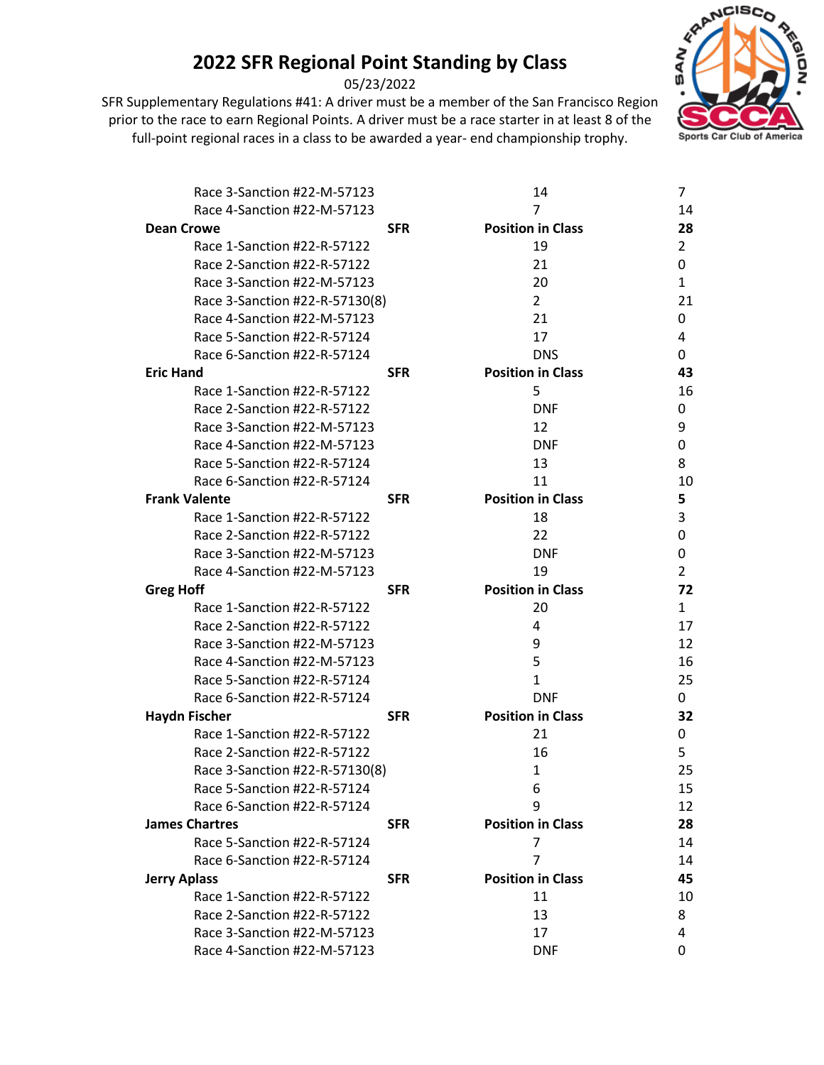# 2022 SFR Regional Point Standing by Class

05/23/2022

SFR Supplementary Regulations #41: A driver must be a member of the San Francisco Region prior to the race to earn Regional Points. A driver must be a race starter in at least 8 of the full-point regional races in a class to be awarded a year- end championship trophy.

| | | | |
|---|---|---|---|
| Race 3-Sanction #22-M-57123 | | 14 | 7 |
| Race 4-Sanction #22-M-57123 | | 7 | 14 |
| **Dean Crowe** | **SFR** | **Position in Class** | **28** |
| Race 1-Sanction #22-R-57122 | | 19 | 2 |
| Race 2-Sanction #22-R-57122 | | 21 | 0 |
| Race 3-Sanction #22-M-57123 | | 20 | 1 |
| Race 3-Sanction #22-R-57130(8) | | 2 | 21 |
| Race 4-Sanction #22-M-57123 | | 21 | 0 |
| Race 5-Sanction #22-R-57124 | | 17 | 4 |
| Race 6-Sanction #22-R-57124 | | DNS | 0 |
| **Eric Hand** | **SFR** | **Position in Class** | **43** |
| Race 1-Sanction #22-R-57122 | | 5 | 16 |
| Race 2-Sanction #22-R-57122 | | DNF | 0 |
| Race 3-Sanction #22-M-57123 | | 12 | 9 |
| Race 4-Sanction #22-M-57123 | | DNF | 0 |
| Race 5-Sanction #22-R-57124 | | 13 | 8 |
| Race 6-Sanction #22-R-57124 | | 11 | 10 |
| **Frank Valente** | **SFR** | **Position in Class** | **5** |
| Race 1-Sanction #22-R-57122 | | 18 | 3 |
| Race 2-Sanction #22-R-57122 | | 22 | 0 |
| Race 3-Sanction #22-M-57123 | | DNF | 0 |
| Race 4-Sanction #22-M-57123 | | 19 | 2 |
| **Greg Hoff** | **SFR** | **Position in Class** | **72** |
| Race 1-Sanction #22-R-57122 | | 20 | 1 |
| Race 2-Sanction #22-R-57122 | | 4 | 17 |
| Race 3-Sanction #22-M-57123 | | 9 | 12 |
| Race 4-Sanction #22-M-57123 | | 5 | 16 |
| Race 5-Sanction #22-R-57124 | | 1 | 25 |
| Race 6-Sanction #22-R-57124 | | DNF | 0 |
| **Haydn Fischer** | **SFR** | **Position in Class** | **32** |
| Race 1-Sanction #22-R-57122 | | 21 | 0 |
| Race 2-Sanction #22-R-57122 | | 16 | 5 |
| Race 3-Sanction #22-R-57130(8) | | 1 | 25 |
| Race 5-Sanction #22-R-57124 | | 6 | 15 |
| Race 6-Sanction #22-R-57124 | | 9 | 12 |
| **James Chartres** | **SFR** | **Position in Class** | **28** |
| Race 5-Sanction #22-R-57124 | | 7 | 14 |
| Race 6-Sanction #22-R-57124 | | 7 | 14 |
| **Jerry Aplass** | **SFR** | **Position in Class** | **45** |
| Race 1-Sanction #22-R-57122 | | 11 | 10 |
| Race 2-Sanction #22-R-57122 | | 13 | 8 |
| Race 3-Sanction #22-M-57123 | | 17 | 4 |
| Race 4-Sanction #22-M-57123 | | DNF | 0 |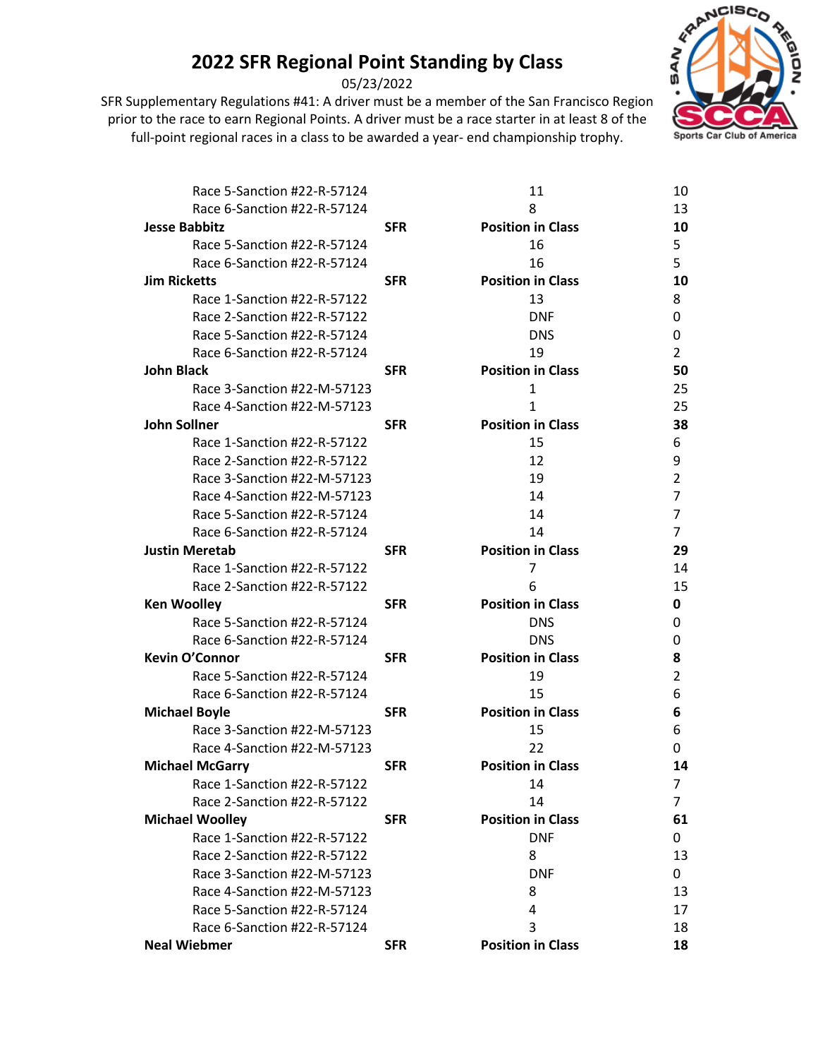# 2022 SFR Regional Point Standing by Class

05/23/2022

SFR Supplementary Regulations #41: A driver must be a member of the San Francisco Region prior to the race to earn Regional Points. A driver must be a race starter in at least 8 of the full-point regional races in a class to be awarded a year- end championship trophy.

| | | | |
|---|---|---|---|
| Race 5-Sanction #22-R-57124 | | 11 | 10 |
| Race 6-Sanction #22-R-57124 | | 8 | 13 |
| **Jesse Babbitz** | **SFR** | **Position in Class** | **10** |
| Race 5-Sanction #22-R-57124 | | 16 | 5 |
| Race 6-Sanction #22-R-57124 | | 16 | 5 |
| **Jim Ricketts** | **SFR** | **Position in Class** | **10** |
| Race 1-Sanction #22-R-57122 | | 13 | 8 |
| Race 2-Sanction #22-R-57122 | | DNF | 0 |
| Race 5-Sanction #22-R-57124 | | DNS | 0 |
| Race 6-Sanction #22-R-57124 | | 19 | 2 |
| **John Black** | **SFR** | **Position in Class** | **50** |
| Race 3-Sanction #22-M-57123 | | 1 | 25 |
| Race 4-Sanction #22-M-57123 | | 1 | 25 |
| **John Sollner** | **SFR** | **Position in Class** | **38** |
| Race 1-Sanction #22-R-57122 | | 15 | 6 |
| Race 2-Sanction #22-R-57122 | | 12 | 9 |
| Race 3-Sanction #22-M-57123 | | 19 | 2 |
| Race 4-Sanction #22-M-57123 | | 14 | 7 |
| Race 5-Sanction #22-R-57124 | | 14 | 7 |
| Race 6-Sanction #22-R-57124 | | 14 | 7 |
| **Justin Meretab** | **SFR** | **Position in Class** | **29** |
| Race 1-Sanction #22-R-57122 | | 7 | 14 |
| Race 2-Sanction #22-R-57122 | | 6 | 15 |
| **Ken Woolley** | **SFR** | **Position in Class** | **0** |
| Race 5-Sanction #22-R-57124 | | DNS | 0 |
| Race 6-Sanction #22-R-57124 | | DNS | 0 |
| **Kevin O'Connor** | **SFR** | **Position in Class** | **8** |
| Race 5-Sanction #22-R-57124 | | 19 | 2 |
| Race 6-Sanction #22-R-57124 | | 15 | 6 |
| **Michael Boyle** | **SFR** | **Position in Class** | **6** |
| Race 3-Sanction #22-M-57123 | | 15 | 6 |
| Race 4-Sanction #22-M-57123 | | 22 | 0 |
| **Michael McGarry** | **SFR** | **Position in Class** | **14** |
| Race 1-Sanction #22-R-57122 | | 14 | 7 |
| Race 2-Sanction #22-R-57122 | | 14 | 7 |
| **Michael Woolley** | **SFR** | **Position in Class** | **61** |
| Race 1-Sanction #22-R-57122 | | DNF | 0 |
| Race 2-Sanction #22-R-57122 | | 8 | 13 |
| Race 3-Sanction #22-M-57123 | | DNF | 0 |
| Race 4-Sanction #22-M-57123 | | 8 | 13 |
| Race 5-Sanction #22-R-57124 | | 4 | 17 |
| Race 6-Sanction #22-R-57124 | | 3 | 18 |
| **Neal Wiebmer** | **SFR** | **Position in Class** | **18** |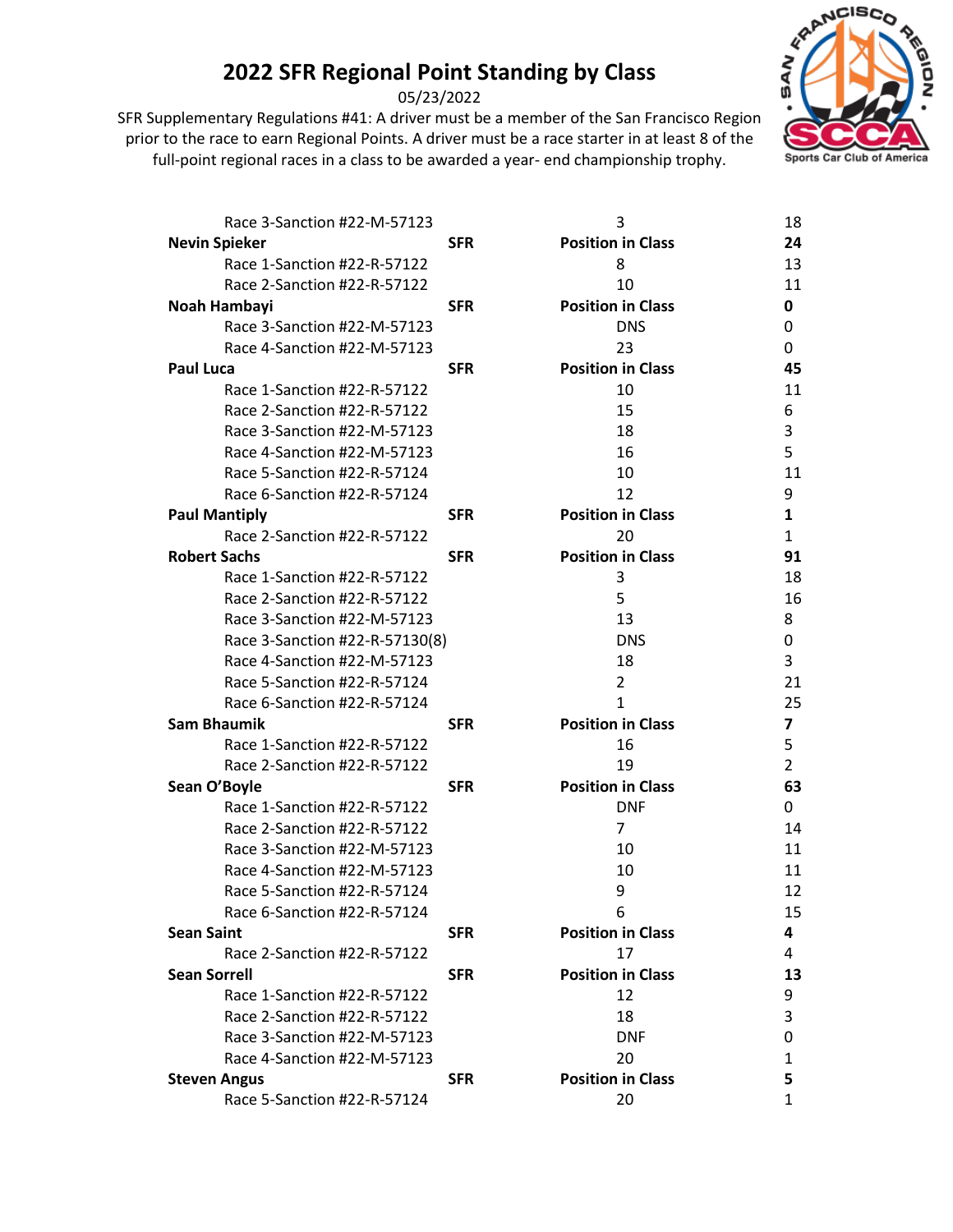# 2022 SFR Regional Point Standing by Class

05/23/2022

SFR Supplementary Regulations #41: A driver must be a member of the San Francisco Region prior to the race to earn Regional Points. A driver must be a race starter in at least 8 of the full-point regional races in a class to be awarded a year- end championship trophy.

| | | | |
|---|---|---|---|
| Race 3-Sanction #22-M-57123 | | 3 | 18 |
| **Nevin Spieker** | **SFR** | **Position in Class** | **24** |
| Race 1-Sanction #22-R-57122 | | 8 | 13 |
| Race 2-Sanction #22-R-57122 | | 10 | 11 |
| **Noah Hambayi** | **SFR** | **Position in Class** | **0** |
| Race 3-Sanction #22-M-57123 | | DNS | 0 |
| Race 4-Sanction #22-M-57123 | | 23 | 0 |
| **Paul Luca** | **SFR** | **Position in Class** | **45** |
| Race 1-Sanction #22-R-57122 | | 10 | 11 |
| Race 2-Sanction #22-R-57122 | | 15 | 6 |
| Race 3-Sanction #22-M-57123 | | 18 | 3 |
| Race 4-Sanction #22-M-57123 | | 16 | 5 |
| Race 5-Sanction #22-R-57124 | | 10 | 11 |
| Race 6-Sanction #22-R-57124 | | 12 | 9 |
| **Paul Mantiply** | **SFR** | **Position in Class** | **1** |
| Race 2-Sanction #22-R-57122 | | 20 | 1 |
| **Robert Sachs** | **SFR** | **Position in Class** | **91** |
| Race 1-Sanction #22-R-57122 | | 3 | 18 |
| Race 2-Sanction #22-R-57122 | | 5 | 16 |
| Race 3-Sanction #22-M-57123 | | 13 | 8 |
| Race 3-Sanction #22-R-57130(8) | | DNS | 0 |
| Race 4-Sanction #22-M-57123 | | 18 | 3 |
| Race 5-Sanction #22-R-57124 | | 2 | 21 |
| Race 6-Sanction #22-R-57124 | | 1 | 25 |
| **Sam Bhaumik** | **SFR** | **Position in Class** | **7** |
| Race 1-Sanction #22-R-57122 | | 16 | 5 |
| Race 2-Sanction #22-R-57122 | | 19 | 2 |
| **Sean O'Boyle** | **SFR** | **Position in Class** | **63** |
| Race 1-Sanction #22-R-57122 | | DNF | 0 |
| Race 2-Sanction #22-R-57122 | | 7 | 14 |
| Race 3-Sanction #22-M-57123 | | 10 | 11 |
| Race 4-Sanction #22-M-57123 | | 10 | 11 |
| Race 5-Sanction #22-R-57124 | | 9 | 12 |
| Race 6-Sanction #22-R-57124 | | 6 | 15 |
| **Sean Saint** | **SFR** | **Position in Class** | **4** |
| Race 2-Sanction #22-R-57122 | | 17 | 4 |
| **Sean Sorrell** | **SFR** | **Position in Class** | **13** |
| Race 1-Sanction #22-R-57122 | | 12 | 9 |
| Race 2-Sanction #22-R-57122 | | 18 | 3 |
| Race 3-Sanction #22-M-57123 | | DNF | 0 |
| Race 4-Sanction #22-M-57123 | | 20 | 1 |
| **Steven Angus** | **SFR** | **Position in Class** | **5** |
| Race 5-Sanction #22-R-57124 | | 20 | 1 |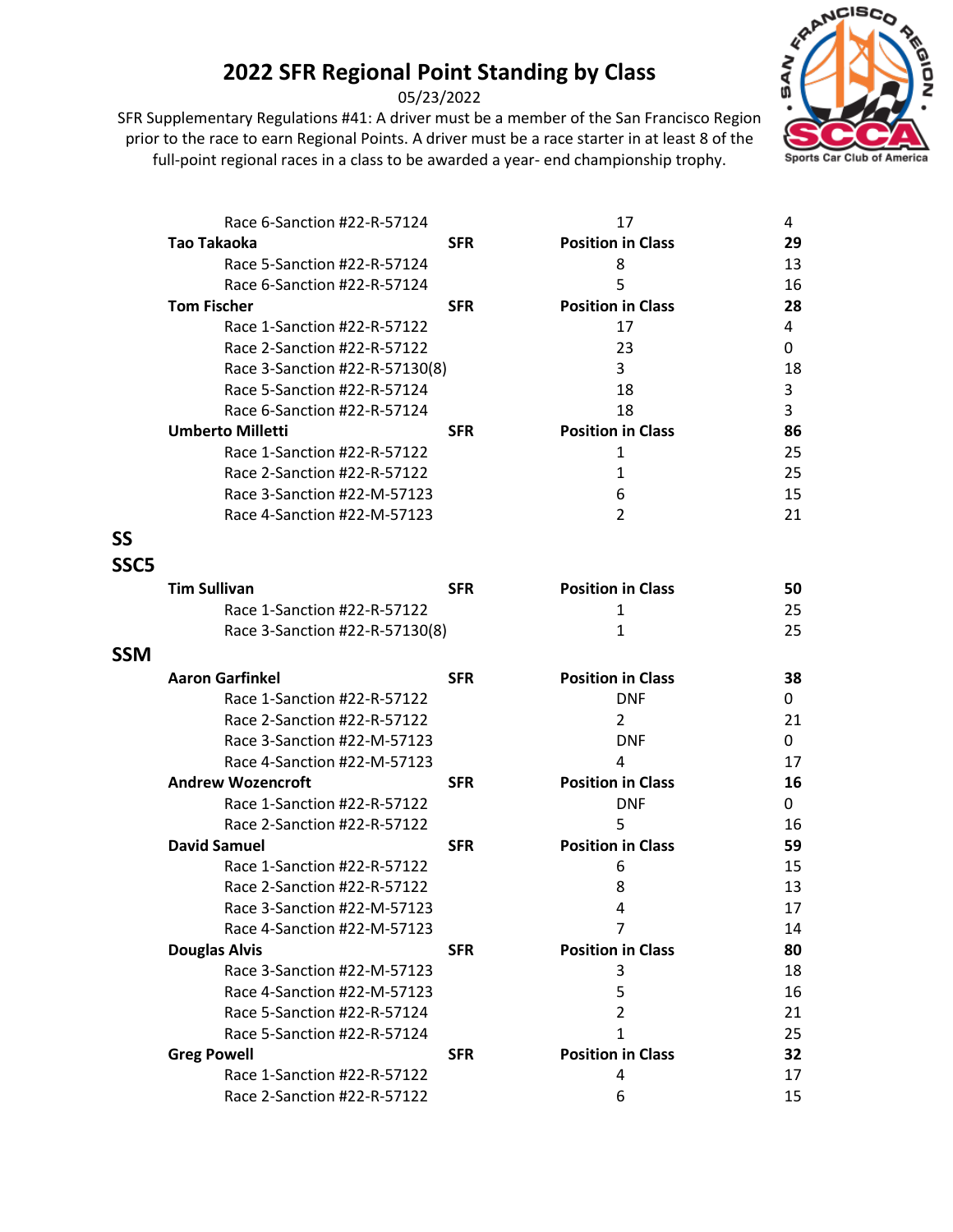# 2022 SFR Regional Point Standing by Class

05/23/2022

SFR Supplementary Regulations #41: A driver must be a member of the San Francisco Region prior to the race to earn Regional Points. A driver must be a race starter in at least 8 of the full-point regional races in a class to be awarded a year- end championship trophy.

| | | | |
|---|---|---|---|
| Race 6-Sanction #22-R-57124 | | 17 | 4 |
| **Tao Takaoka** | **SFR** | **Position in Class** | **29** |
| Race 5-Sanction #22-R-57124 | | 8 | 13 |
| Race 6-Sanction #22-R-57124 | | 5 | 16 |
| **Tom Fischer** | **SFR** | **Position in Class** | **28** |
| Race 1-Sanction #22-R-57122 | | 17 | 4 |
| Race 2-Sanction #22-R-57122 | | 23 | 0 |
| Race 3-Sanction #22-R-57130(8) | | 3 | 18 |
| Race 5-Sanction #22-R-57124 | | 18 | 3 |
| Race 6-Sanction #22-R-57124 | | 18 | 3 |
| **Umberto Milletti** | **SFR** | **Position in Class** | **86** |
| Race 1-Sanction #22-R-57122 | | 1 | 25 |
| Race 2-Sanction #22-R-57122 | | 1 | 25 |
| Race 3-Sanction #22-M-57123 | | 6 | 15 |
| Race 4-Sanction #22-M-57123 | | 2 | 21 |

## SS

## SSC5

| | | | |
|---|---|---|---|
| **Tim Sullivan** | **SFR** | **Position in Class** | **50** |
| Race 1-Sanction #22-R-57122 | | 1 | 25 |
| Race 3-Sanction #22-R-57130(8) | | 1 | 25 |

## SSM

| | | | |
|---|---|---|---|
| **Aaron Garfinkel** | **SFR** | **Position in Class** | **38** |
| Race 1-Sanction #22-R-57122 | | DNF | 0 |
| Race 2-Sanction #22-R-57122 | | 2 | 21 |
| Race 3-Sanction #22-M-57123 | | DNF | 0 |
| Race 4-Sanction #22-M-57123 | | 4 | 17 |
| **Andrew Wozencroft** | **SFR** | **Position in Class** | **16** |
| Race 1-Sanction #22-R-57122 | | DNF | 0 |
| Race 2-Sanction #22-R-57122 | | 5 | 16 |
| **David Samuel** | **SFR** | **Position in Class** | **59** |
| Race 1-Sanction #22-R-57122 | | 6 | 15 |
| Race 2-Sanction #22-R-57122 | | 8 | 13 |
| Race 3-Sanction #22-M-57123 | | 4 | 17 |
| Race 4-Sanction #22-M-57123 | | 7 | 14 |
| **Douglas Alvis** | **SFR** | **Position in Class** | **80** |
| Race 3-Sanction #22-M-57123 | | 3 | 18 |
| Race 4-Sanction #22-M-57123 | | 5 | 16 |
| Race 5-Sanction #22-R-57124 | | 2 | 21 |
| Race 5-Sanction #22-R-57124 | | 1 | 25 |
| **Greg Powell** | **SFR** | **Position in Class** | **32** |
| Race 1-Sanction #22-R-57122 | | 4 | 17 |
| Race 2-Sanction #22-R-57122 | | 6 | 15 |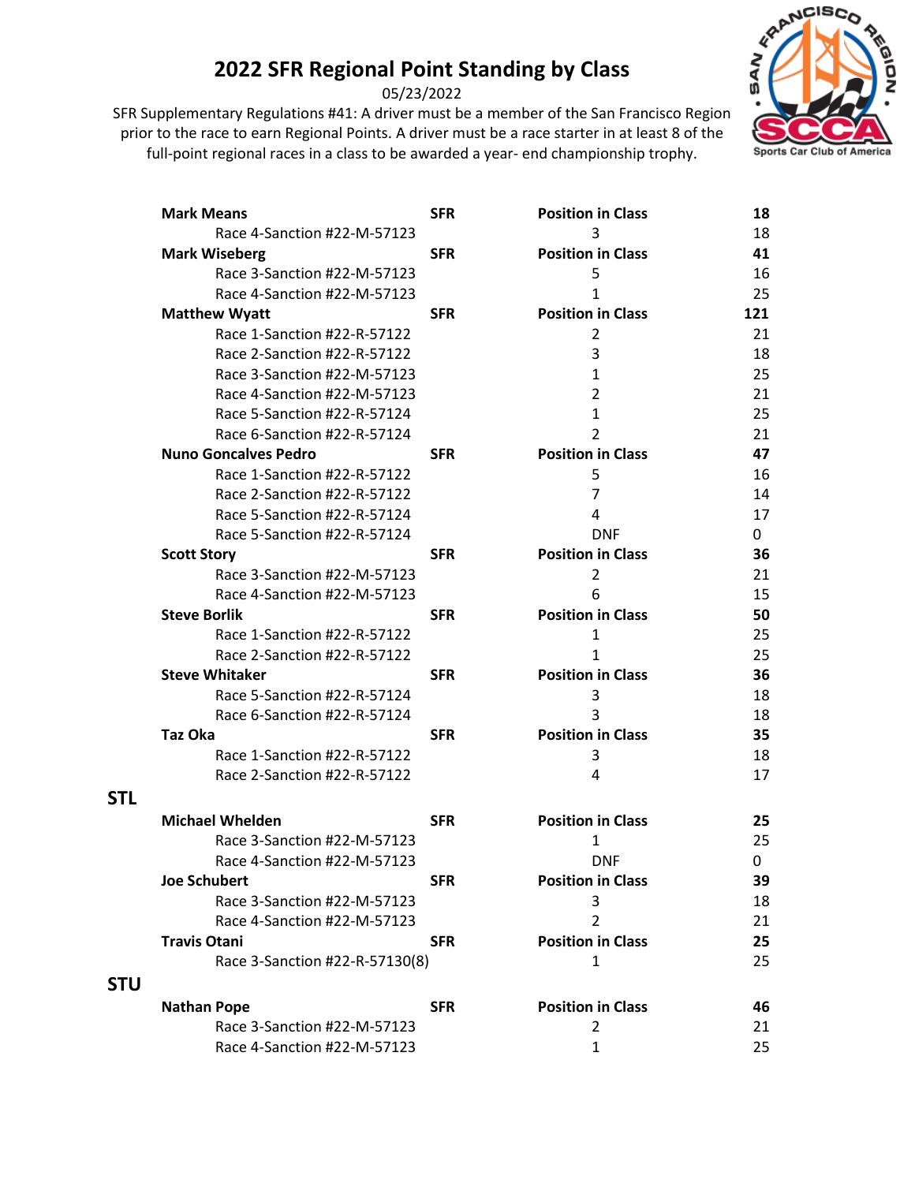# 2022 SFR Regional Point Standing by Class

05/23/2022

SFR Supplementary Regulations #41: A driver must be a member of the San Francisco Region prior to the race to earn Regional Points. A driver must be a race starter in at least 8 of the full-point regional races in a class to be awarded a year- end championship trophy.

| | | | |
|---|---|---|---|
| **Mark Means** | **SFR** | **Position in Class** | **18** |
| Race 4-Sanction #22-M-57123 | | 3 | 18 |
| **Mark Wiseberg** | **SFR** | **Position in Class** | **41** |
| Race 3-Sanction #22-M-57123 | | 5 | 16 |
| Race 4-Sanction #22-M-57123 | | 1 | 25 |
| **Matthew Wyatt** | **SFR** | **Position in Class** | **121** |
| Race 1-Sanction #22-R-57122 | | 2 | 21 |
| Race 2-Sanction #22-R-57122 | | 3 | 18 |
| Race 3-Sanction #22-M-57123 | | 1 | 25 |
| Race 4-Sanction #22-M-57123 | | 2 | 21 |
| Race 5-Sanction #22-R-57124 | | 1 | 25 |
| Race 6-Sanction #22-R-57124 | | 2 | 21 |
| **Nuno Goncalves Pedro** | **SFR** | **Position in Class** | **47** |
| Race 1-Sanction #22-R-57122 | | 5 | 16 |
| Race 2-Sanction #22-R-57122 | | 7 | 14 |
| Race 5-Sanction #22-R-57124 | | 4 | 17 |
| Race 5-Sanction #22-R-57124 | | DNF | 0 |
| **Scott Story** | **SFR** | **Position in Class** | **36** |
| Race 3-Sanction #22-M-57123 | | 2 | 21 |
| Race 4-Sanction #22-M-57123 | | 6 | 15 |
| **Steve Borlik** | **SFR** | **Position in Class** | **50** |
| Race 1-Sanction #22-R-57122 | | 1 | 25 |
| Race 2-Sanction #22-R-57122 | | 1 | 25 |
| **Steve Whitaker** | **SFR** | **Position in Class** | **36** |
| Race 5-Sanction #22-R-57124 | | 3 | 18 |
| Race 6-Sanction #22-R-57124 | | 3 | 18 |
| **Taz Oka** | **SFR** | **Position in Class** | **35** |
| Race 1-Sanction #22-R-57122 | | 3 | 18 |
| Race 2-Sanction #22-R-57122 | | 4 | 17 |

## STL

| | | | |
|---|---|---|---|
| **Michael Whelden** | **SFR** | **Position in Class** | **25** |
| Race 3-Sanction #22-M-57123 | | 1 | 25 |
| Race 4-Sanction #22-M-57123 | | DNF | 0 |
| **Joe Schubert** | **SFR** | **Position in Class** | **39** |
| Race 3-Sanction #22-M-57123 | | 3 | 18 |
| Race 4-Sanction #22-M-57123 | | 2 | 21 |
| **Travis Otani** | **SFR** | **Position in Class** | **25** |
| Race 3-Sanction #22-R-57130(8) | | 1 | 25 |

## STU

| | | | |
|---|---|---|---|
| **Nathan Pope** | **SFR** | **Position in Class** | **46** |
| Race 3-Sanction #22-M-57123 | | 2 | 21 |
| Race 4-Sanction #22-M-57123 | | 1 | 25 |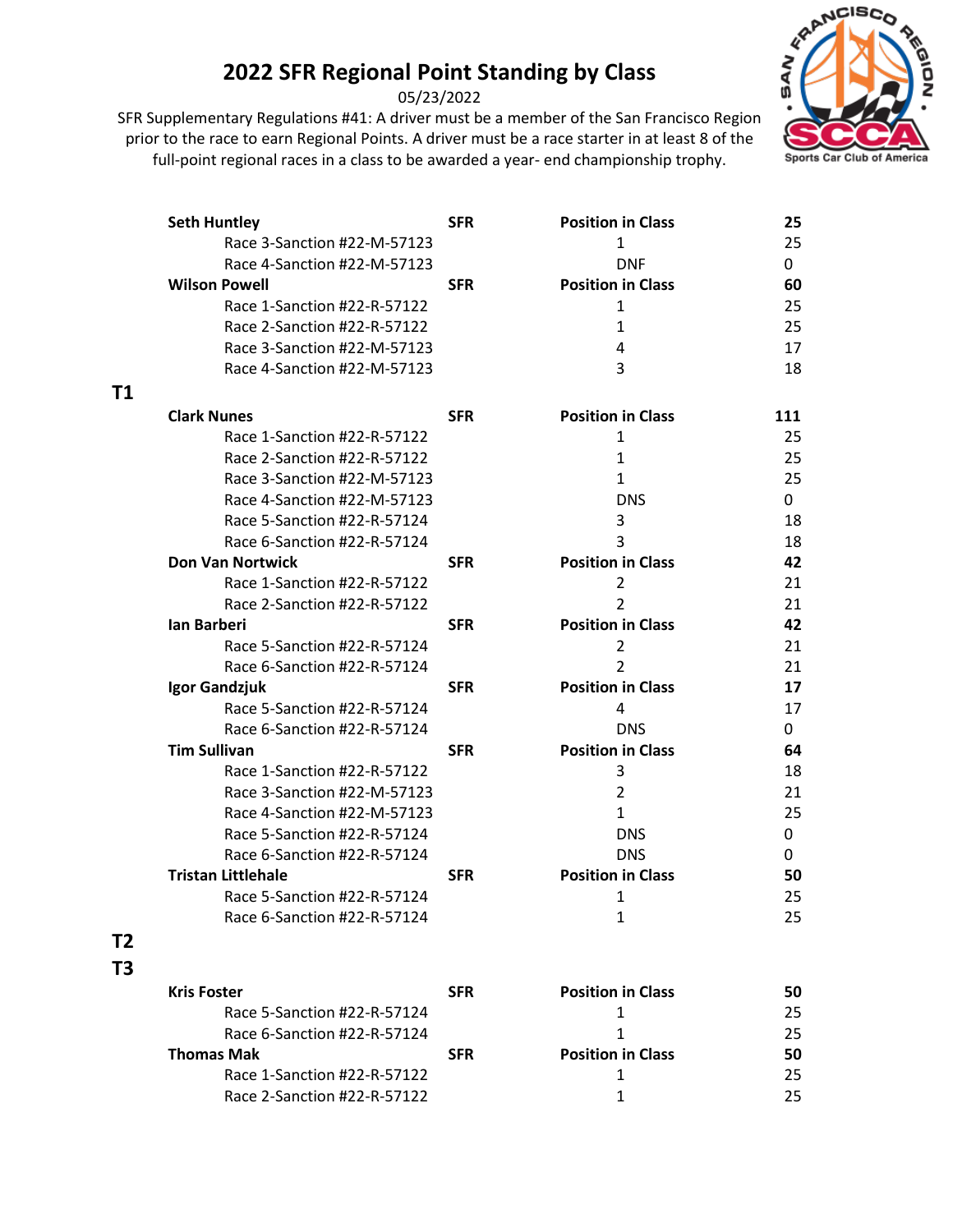## 2022 SFR Regional Point Standing by Class

05/23/2022

SFR Supplementary Regulations #41: A driver must be a member of the San Francisco Region prior to the race to earn Regional Points. A driver must be a race starter in at least 8 of the full-point regional races in a class to be awarded a year- end championship trophy.

| | | | |
|---|---|---|---|
| **Seth Huntley** | **SFR** | **Position in Class** | **25** |
| Race 3-Sanction #22-M-57123 | | 1 | 25 |
| Race 4-Sanction #22-M-57123 | | DNF | 0 |
| **Wilson Powell** | **SFR** | **Position in Class** | **60** |
| Race 1-Sanction #22-R-57122 | | 1 | 25 |
| Race 2-Sanction #22-R-57122 | | 1 | 25 |
| Race 3-Sanction #22-M-57123 | | 4 | 17 |
| Race 4-Sanction #22-M-57123 | | 3 | 18 |

### T1

| | | | |
|---|---|---|---|
| **Clark Nunes** | **SFR** | **Position in Class** | **111** |
| Race 1-Sanction #22-R-57122 | | 1 | 25 |
| Race 2-Sanction #22-R-57122 | | 1 | 25 |
| Race 3-Sanction #22-M-57123 | | 1 | 25 |
| Race 4-Sanction #22-M-57123 | | DNS | 0 |
| Race 5-Sanction #22-R-57124 | | 3 | 18 |
| Race 6-Sanction #22-R-57124 | | 3 | 18 |
| **Don Van Nortwick** | **SFR** | **Position in Class** | **42** |
| Race 1-Sanction #22-R-57122 | | 2 | 21 |
| Race 2-Sanction #22-R-57122 | | 2 | 21 |
| **Ian Barberi** | **SFR** | **Position in Class** | **42** |
| Race 5-Sanction #22-R-57124 | | 2 | 21 |
| Race 6-Sanction #22-R-57124 | | 2 | 21 |
| **Igor Gandzjuk** | **SFR** | **Position in Class** | **17** |
| Race 5-Sanction #22-R-57124 | | 4 | 17 |
| Race 6-Sanction #22-R-57124 | | DNS | 0 |
| **Tim Sullivan** | **SFR** | **Position in Class** | **64** |
| Race 1-Sanction #22-R-57122 | | 3 | 18 |
| Race 3-Sanction #22-M-57123 | | 2 | 21 |
| Race 4-Sanction #22-M-57123 | | 1 | 25 |
| Race 5-Sanction #22-R-57124 | | DNS | 0 |
| Race 6-Sanction #22-R-57124 | | DNS | 0 |
| **Tristan Littlehale** | **SFR** | **Position in Class** | **50** |
| Race 5-Sanction #22-R-57124 | | 1 | 25 |
| Race 6-Sanction #22-R-57124 | | 1 | 25 |

### T2

### T3

| | | | |
|---|---|---|---|
| **Kris Foster** | **SFR** | **Position in Class** | **50** |
| Race 5-Sanction #22-R-57124 | | 1 | 25 |
| Race 6-Sanction #22-R-57124 | | 1 | 25 |
| **Thomas Mak** | **SFR** | **Position in Class** | **50** |
| Race 1-Sanction #22-R-57122 | | 1 | 25 |
| Race 2-Sanction #22-R-57122 | | 1 | 25 |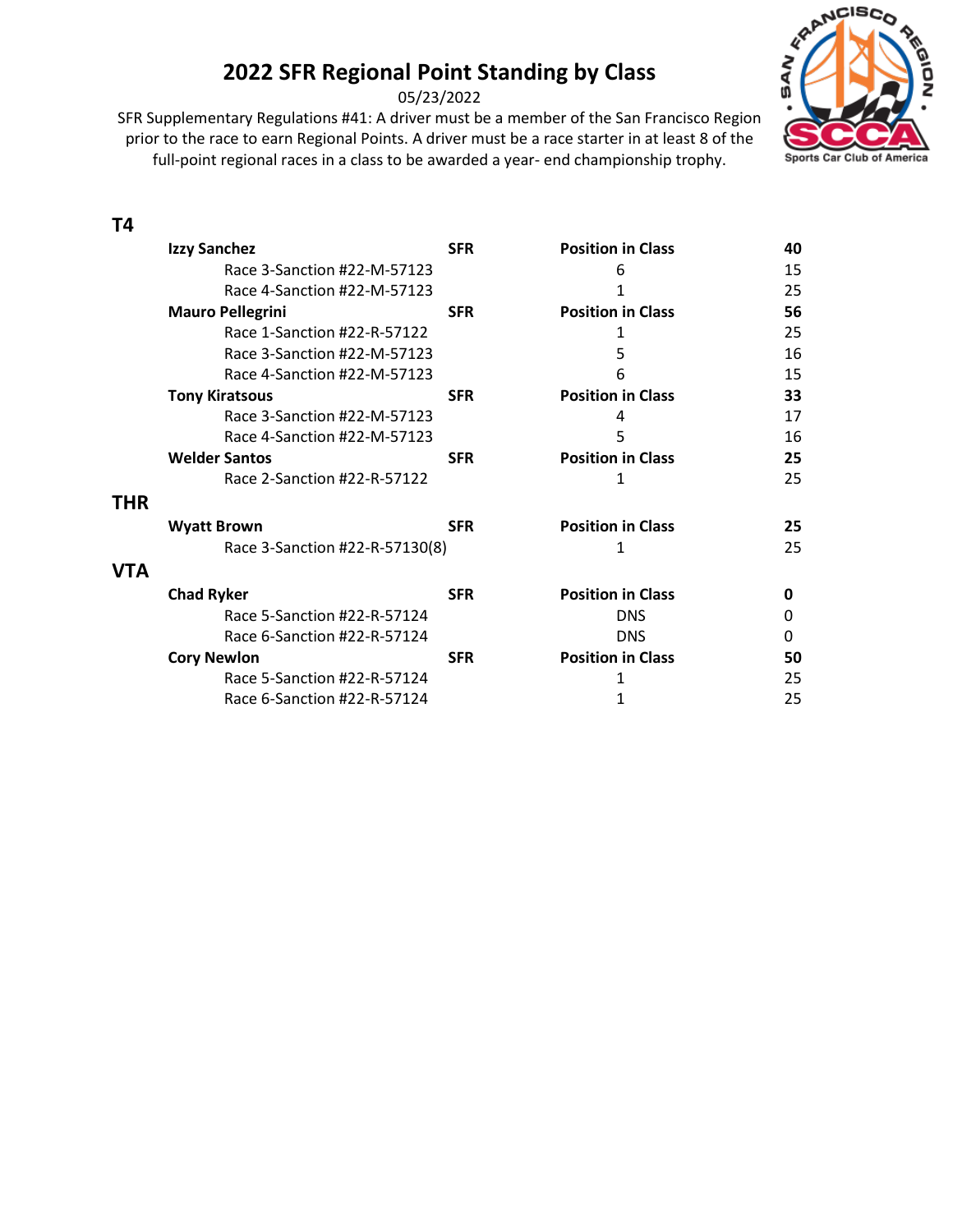# 2022 SFR Regional Point Standing by Class

05/23/2022

SFR Supplementary Regulations #41: A driver must be a member of the San Francisco Region prior to the race to earn Regional Points. A driver must be a race starter in at least 8 of the full-point regional races in a class to be awarded a year- end championship trophy.

## T4

| | | | |
|---|---|---|---|
| **Izzy Sanchez** | **SFR** | **Position in Class** | **40** |
| Race 3-Sanction #22-M-57123 | | 6 | 15 |
| Race 4-Sanction #22-M-57123 | | 1 | 25 |
| **Mauro Pellegrini** | **SFR** | **Position in Class** | **56** |
| Race 1-Sanction #22-R-57122 | | 1 | 25 |
| Race 3-Sanction #22-M-57123 | | 5 | 16 |
| Race 4-Sanction #22-M-57123 | | 6 | 15 |
| **Tony Kiratsous** | **SFR** | **Position in Class** | **33** |
| Race 3-Sanction #22-M-57123 | | 4 | 17 |
| Race 4-Sanction #22-M-57123 | | 5 | 16 |
| **Welder Santos** | **SFR** | **Position in Class** | **25** |
| Race 2-Sanction #22-R-57122 | | 1 | 25 |

## THR

| | | | |
|---|---|---|---|
| **Wyatt Brown** | **SFR** | **Position in Class** | **25** |
| Race 3-Sanction #22-R-57130(8) | | 1 | 25 |

## VTA

| | | | |
|---|---|---|---|
| **Chad Ryker** | **SFR** | **Position in Class** | **0** |
| Race 5-Sanction #22-R-57124 | | DNS | 0 |
| Race 6-Sanction #22-R-57124 | | DNS | 0 |
| **Cory Newlon** | **SFR** | **Position in Class** | **50** |
| Race 5-Sanction #22-R-57124 | | 1 | 25 |
| Race 6-Sanction #22-R-57124 | | 1 | 25 |